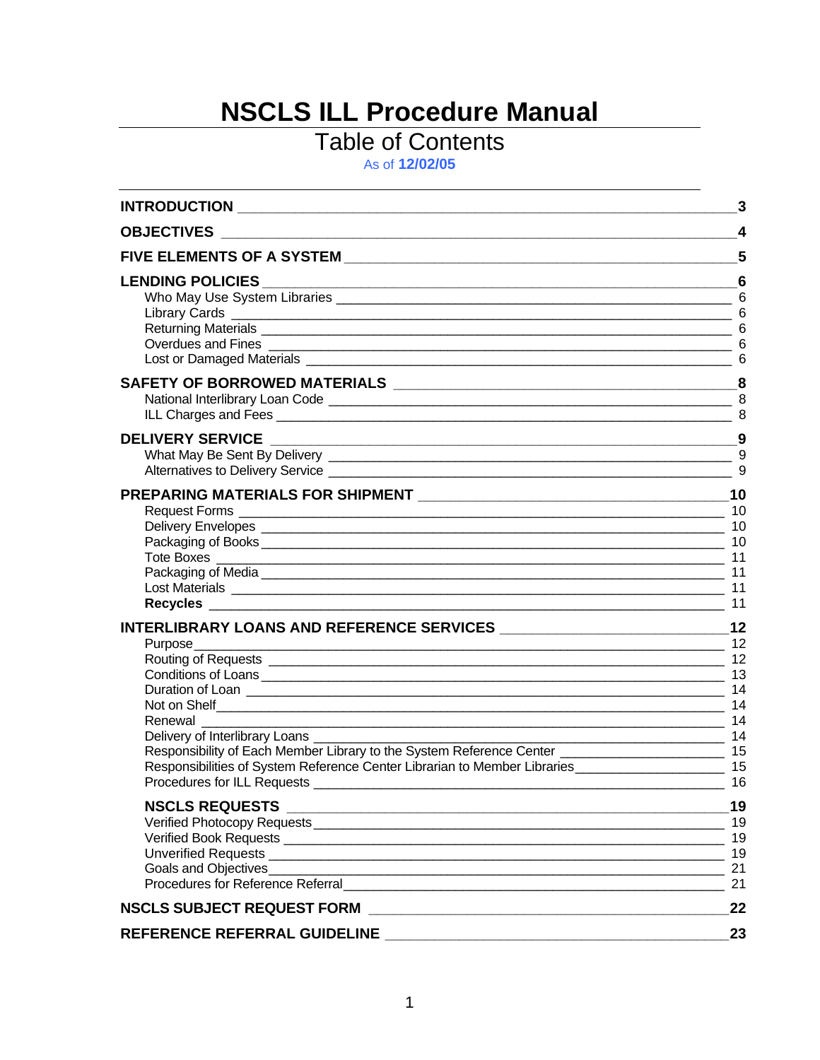# NSCLS ILL Procedure Manual

## Table of Contents

As of **12/02/05**

| Section | Page |
|---|---|
| **INTRODUCTION** | **3** |
| **OBJECTIVES** | **4** |
| **FIVE ELEMENTS OF A SYSTEM** | **5** |
| **LENDING POLICIES** | **6** |
| Who May Use System Libraries | 6 |
| Library Cards | 6 |
| Returning Materials | 6 |
| Overdues and Fines | 6 |
| Lost or Damaged Materials | 6 |
| **SAFETY OF BORROWED MATERIALS** | **8** |
| National Interlibrary Loan Code | 8 |
| ILL Charges and Fees | 8 |
| **DELIVERY SERVICE** | **9** |
| What May Be Sent By Delivery | 9 |
| Alternatives to Delivery Service | 9 |
| **PREPARING MATERIALS FOR SHIPMENT** | **10** |
| Request Forms | 10 |
| Delivery Envelopes | 10 |
| Packaging of Books | 10 |
| Tote Boxes | 11 |
| Packaging of Media | 11 |
| Lost Materials | 11 |
| **Recycles** | 11 |
| **INTERLIBRARY LOANS AND REFERENCE SERVICES** | **12** |
| Purpose | 12 |
| Routing of Requests | 12 |
| Conditions of Loans | 13 |
| Duration of Loan | 14 |
| Not on Shelf | 14 |
| Renewal | 14 |
| Delivery of Interlibrary Loans | 14 |
| Responsibility of Each Member Library to the System Reference Center | 15 |
| Responsibilities of System Reference Center Librarian to Member Libraries | 15 |
| Procedures for ILL Requests | 16 |
| **NSCLS REQUESTS** | **19** |
| Verified Photocopy Requests | 19 |
| Verified Book Requests | 19 |
| Unverified Requests | 19 |
| Goals and Objectives | 21 |
| Procedures for Reference Referral | 21 |
| **NSCLS SUBJECT REQUEST FORM** | **22** |
| **REFERENCE REFERRAL GUIDELINE** | **23** |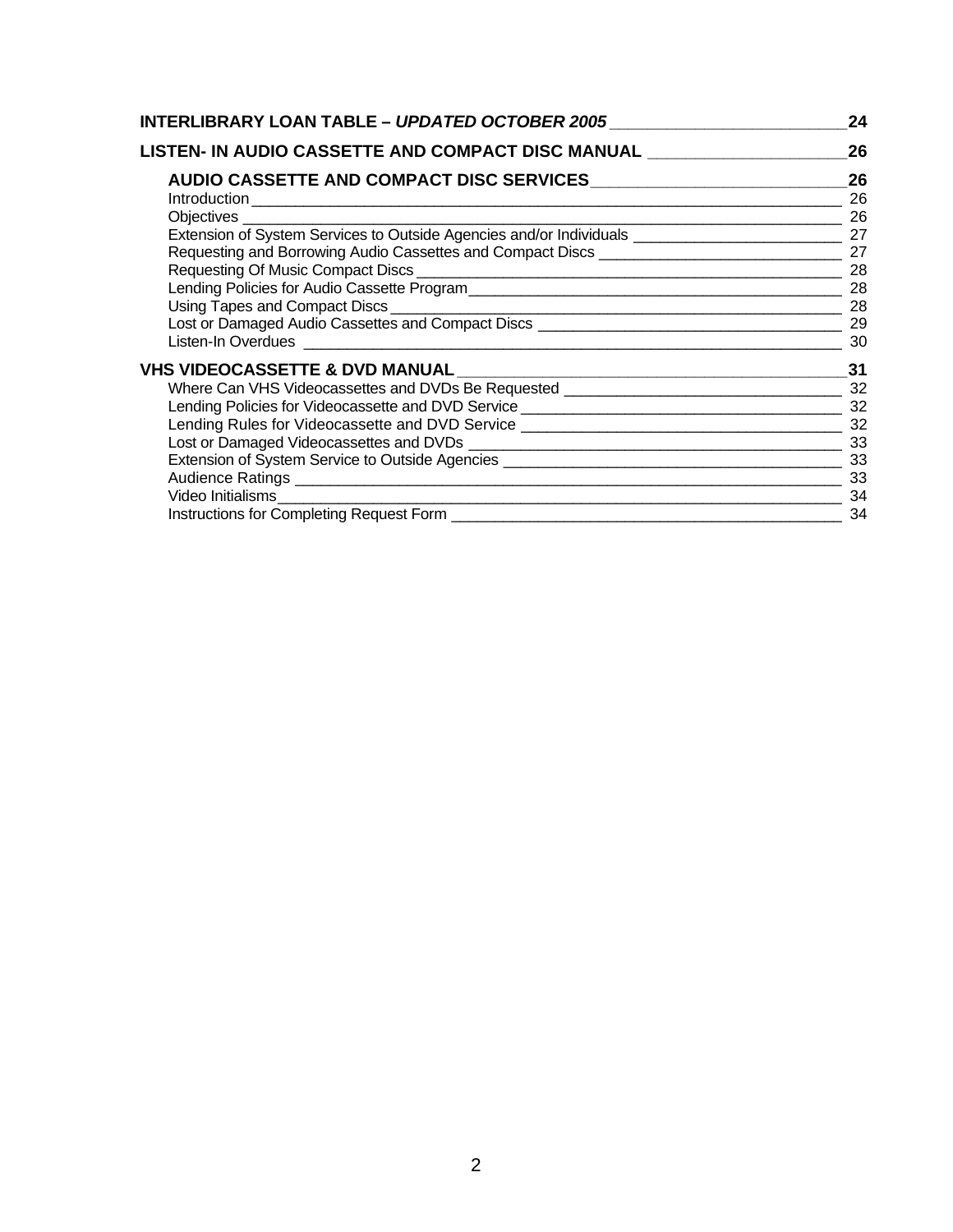**INTERLIBRARY LOAN TABLE – *UPDATED OCTOBER 2005*** 24

**LISTEN- IN AUDIO CASSETTE AND COMPACT DISC MANUAL** 26

**AUDIO CASSETTE AND COMPACT DISC SERVICES** 26

- Introduction 26
- Objectives 26
- Extension of System Services to Outside Agencies and/or Individuals 27
- Requesting and Borrowing Audio Cassettes and Compact Discs 27
- Requesting Of Music Compact Discs 28
- Lending Policies for Audio Cassette Program 28
- Using Tapes and Compact Discs 28
- Lost or Damaged Audio Cassettes and Compact Discs 29
- Listen-In Overdues 30

**VHS VIDEOCASSETTE & DVD MANUAL** 31

- Where Can VHS Videocassettes and DVDs Be Requested 32
- Lending Policies for Videocassette and DVD Service 32
- Lending Rules for Videocassette and DVD Service 32
- Lost or Damaged Videocassettes and DVDs 33
- Extension of System Service to Outside Agencies 33
- Audience Ratings 33
- Video Initialisms 34
- Instructions for Completing Request Form 34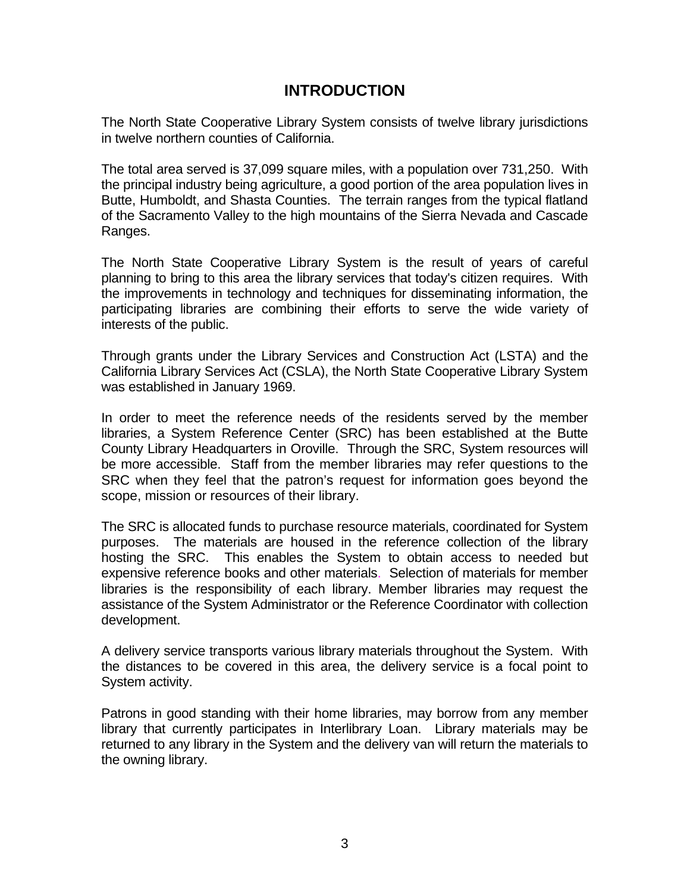# INTRODUCTION

The North State Cooperative Library System consists of twelve library jurisdictions in twelve northern counties of California.

The total area served is 37,099 square miles, with a population over 731,250. With the principal industry being agriculture, a good portion of the area population lives in Butte, Humboldt, and Shasta Counties. The terrain ranges from the typical flatland of the Sacramento Valley to the high mountains of the Sierra Nevada and Cascade Ranges.

The North State Cooperative Library System is the result of years of careful planning to bring to this area the library services that today's citizen requires. With the improvements in technology and techniques for disseminating information, the participating libraries are combining their efforts to serve the wide variety of interests of the public.

Through grants under the Library Services and Construction Act (LSTA) and the California Library Services Act (CSLA), the North State Cooperative Library System was established in January 1969.

In order to meet the reference needs of the residents served by the member libraries, a System Reference Center (SRC) has been established at the Butte County Library Headquarters in Oroville. Through the SRC, System resources will be more accessible. Staff from the member libraries may refer questions to the SRC when they feel that the patron's request for information goes beyond the scope, mission or resources of their library.

The SRC is allocated funds to purchase resource materials, coordinated for System purposes. The materials are housed in the reference collection of the library hosting the SRC. This enables the System to obtain access to needed but expensive reference books and other materials. Selection of materials for member libraries is the responsibility of each library. Member libraries may request the assistance of the System Administrator or the Reference Coordinator with collection development.

A delivery service transports various library materials throughout the System. With the distances to be covered in this area, the delivery service is a focal point to System activity.

Patrons in good standing with their home libraries, may borrow from any member library that currently participates in Interlibrary Loan. Library materials may be returned to any library in the System and the delivery van will return the materials to the owning library.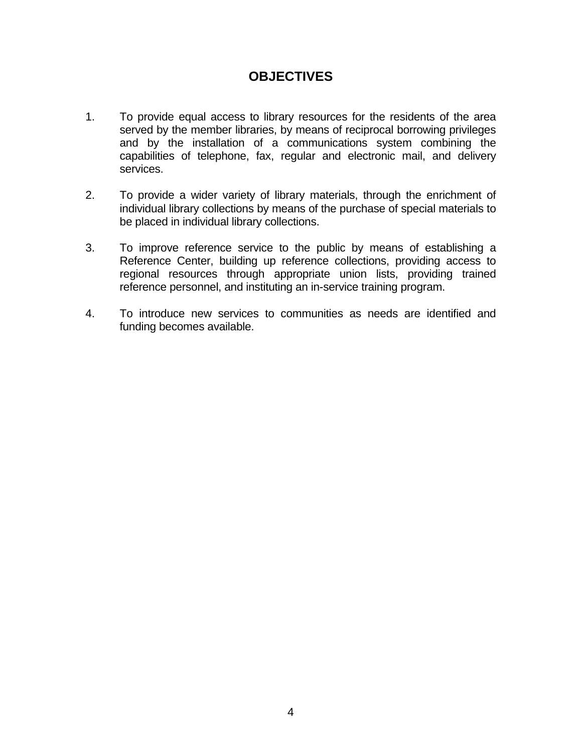# OBJECTIVES

1. To provide equal access to library resources for the residents of the area served by the member libraries, by means of reciprocal borrowing privileges and by the installation of a communications system combining the capabilities of telephone, fax, regular and electronic mail, and delivery services.

2. To provide a wider variety of library materials, through the enrichment of individual library collections by means of the purchase of special materials to be placed in individual library collections.

3. To improve reference service to the public by means of establishing a Reference Center, building up reference collections, providing access to regional resources through appropriate union lists, providing trained reference personnel, and instituting an in-service training program.

4. To introduce new services to communities as needs are identified and funding becomes available.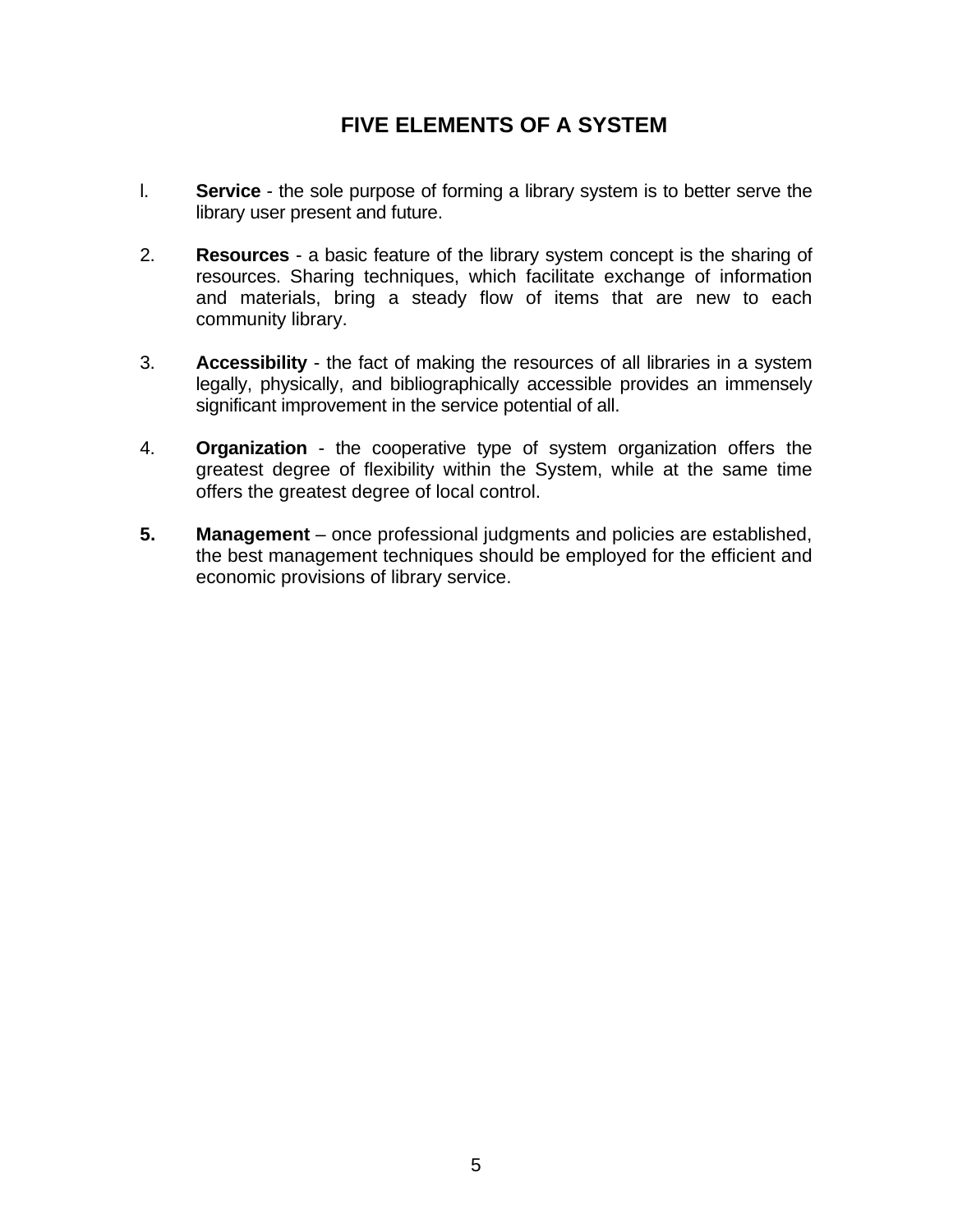# FIVE ELEMENTS OF A SYSTEM

1. **Service** - the sole purpose of forming a library system is to better serve the library user present and future.

2. **Resources** - a basic feature of the library system concept is the sharing of resources. Sharing techniques, which facilitate exchange of information and materials, bring a steady flow of items that are new to each community library.

3. **Accessibility** - the fact of making the resources of all libraries in a system legally, physically, and bibliographically accessible provides an immensely significant improvement in the service potential of all.

4. **Organization** - the cooperative type of system organization offers the greatest degree of flexibility within the System, while at the same time offers the greatest degree of local control.

5. **Management** – once professional judgments and policies are established, the best management techniques should be employed for the efficient and economic provisions of library service.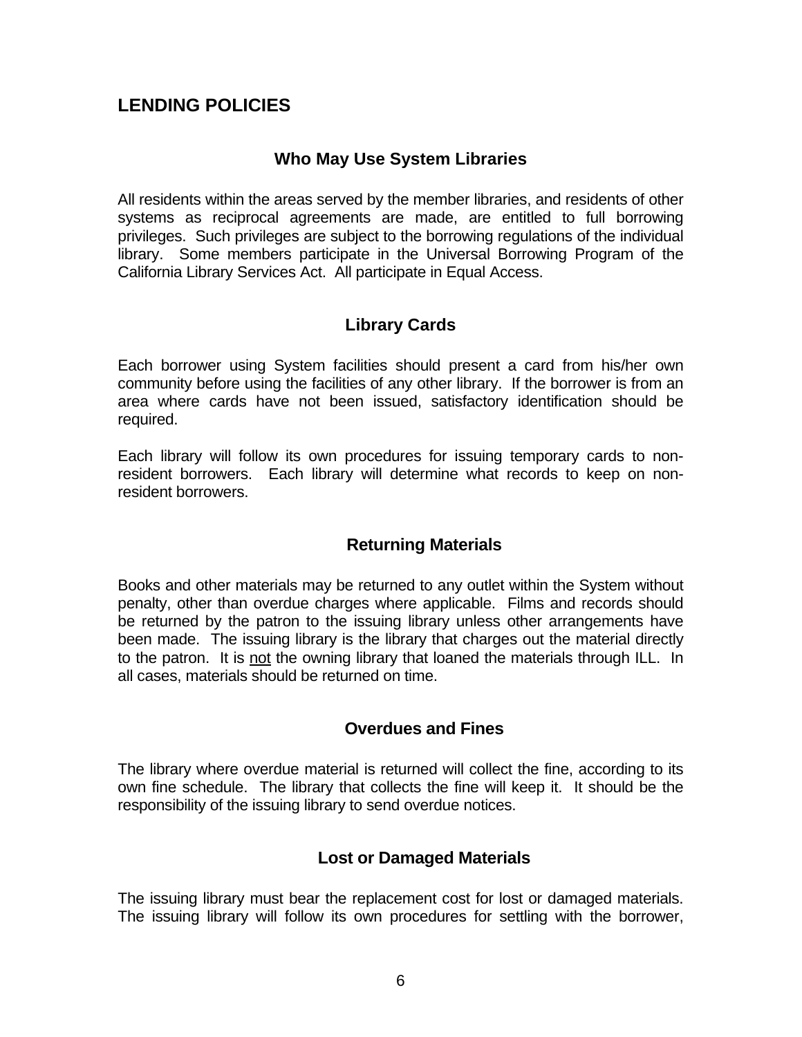## LENDING POLICIES

### Who May Use System Libraries

All residents within the areas served by the member libraries, and residents of other systems as reciprocal agreements are made, are entitled to full borrowing privileges. Such privileges are subject to the borrowing regulations of the individual library. Some members participate in the Universal Borrowing Program of the California Library Services Act. All participate in Equal Access.

### Library Cards

Each borrower using System facilities should present a card from his/her own community before using the facilities of any other library. If the borrower is from an area where cards have not been issued, satisfactory identification should be required.

Each library will follow its own procedures for issuing temporary cards to non-resident borrowers. Each library will determine what records to keep on non-resident borrowers.

### Returning Materials

Books and other materials may be returned to any outlet within the System without penalty, other than overdue charges where applicable. Films and records should be returned by the patron to the issuing library unless other arrangements have been made. The issuing library is the library that charges out the material directly to the patron. It is <u>not</u> the owning library that loaned the materials through ILL. In all cases, materials should be returned on time.

### Overdues and Fines

The library where overdue material is returned will collect the fine, according to its own fine schedule. The library that collects the fine will keep it. It should be the responsibility of the issuing library to send overdue notices.

### Lost or Damaged Materials

The issuing library must bear the replacement cost for lost or damaged materials. The issuing library will follow its own procedures for settling with the borrower,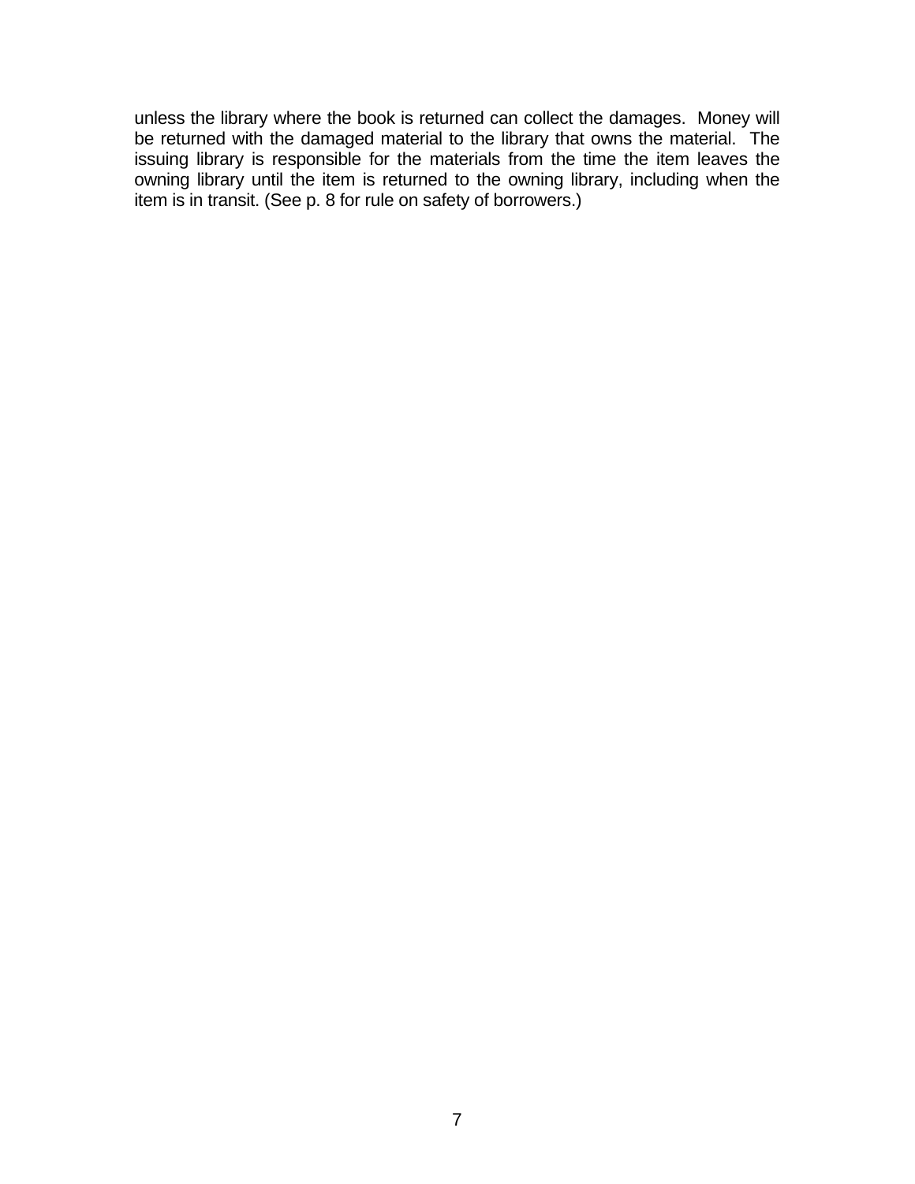unless the library where the book is returned can collect the damages. Money will be returned with the damaged material to the library that owns the material. The issuing library is responsible for the materials from the time the item leaves the owning library until the item is returned to the owning library, including when the item is in transit. (See p. 8 for rule on safety of borrowers.)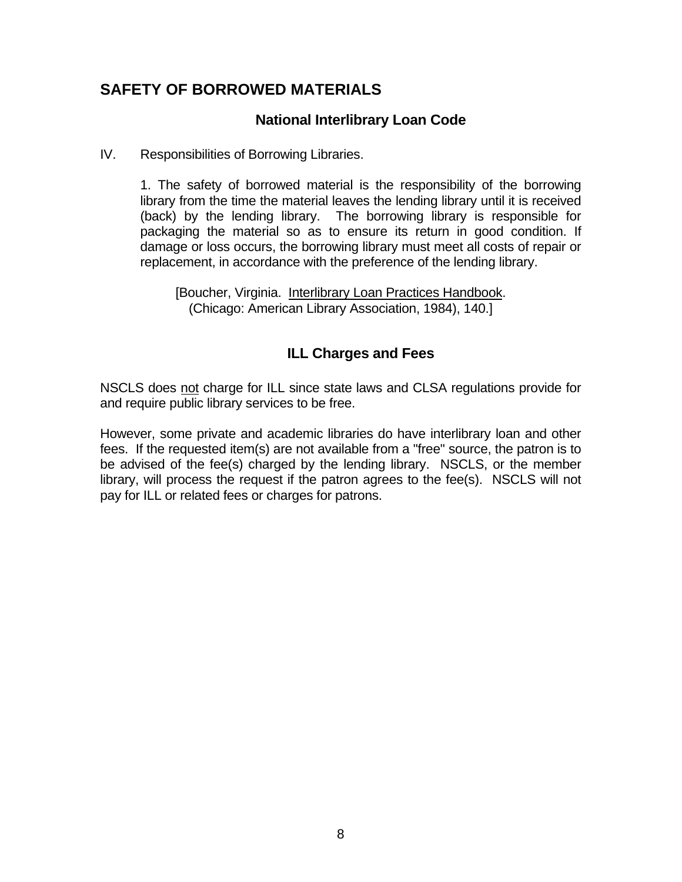## SAFETY OF BORROWED MATERIALS

### National Interlibrary Loan Code

IV. Responsibilities of Borrowing Libraries.

1. The safety of borrowed material is the responsibility of the borrowing library from the time the material leaves the lending library until it is received (back) by the lending library. The borrowing library is responsible for packaging the material so as to ensure its return in good condition. If damage or loss occurs, the borrowing library must meet all costs of repair or replacement, in accordance with the preference of the lending library.

[Boucher, Virginia. Interlibrary Loan Practices Handbook. (Chicago: American Library Association, 1984), 140.]

### ILL Charges and Fees

NSCLS does not charge for ILL since state laws and CLSA regulations provide for and require public library services to be free.

However, some private and academic libraries do have interlibrary loan and other fees. If the requested item(s) are not available from a "free" source, the patron is to be advised of the fee(s) charged by the lending library. NSCLS, or the member library, will process the request if the patron agrees to the fee(s). NSCLS will not pay for ILL or related fees or charges for patrons.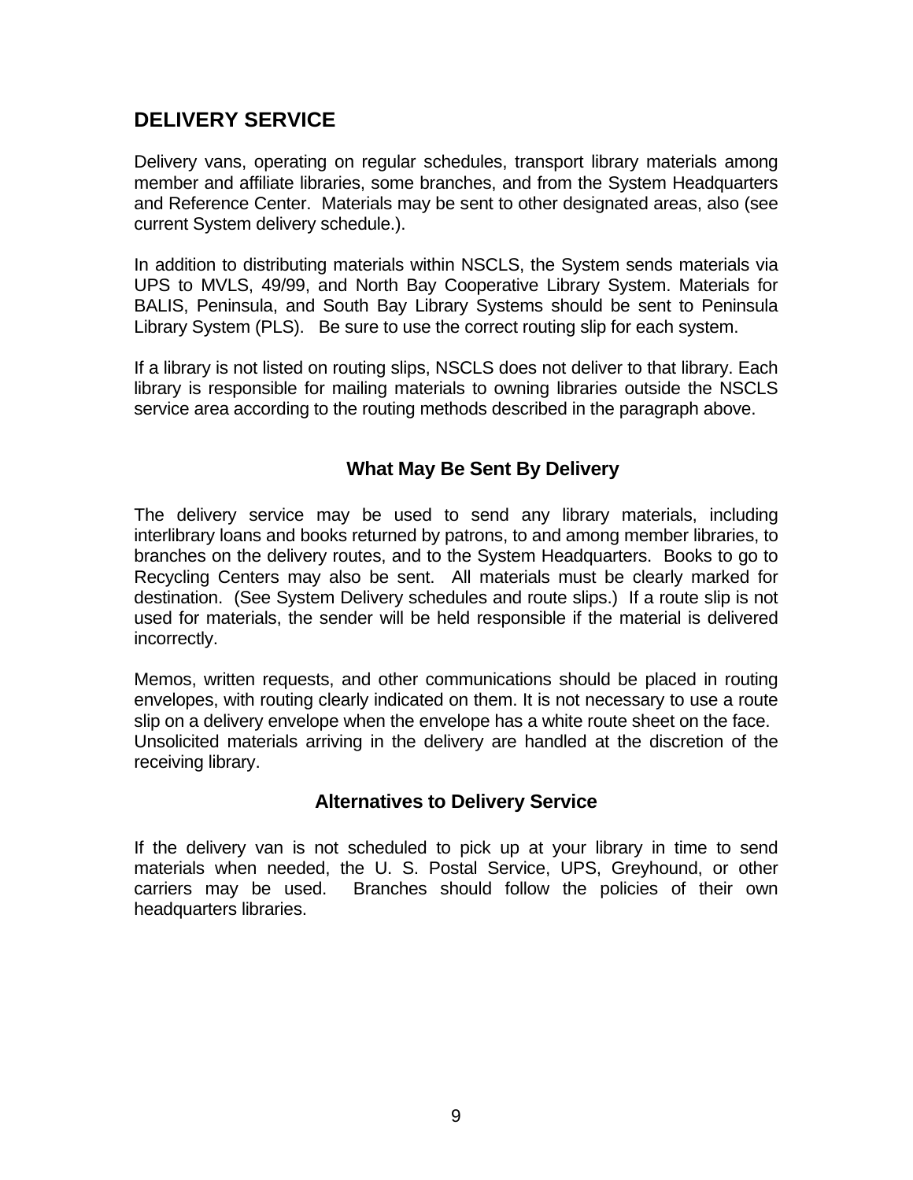## DELIVERY SERVICE

Delivery vans, operating on regular schedules, transport library materials among member and affiliate libraries, some branches, and from the System Headquarters and Reference Center. Materials may be sent to other designated areas, also (see current System delivery schedule.).

In addition to distributing materials within NSCLS, the System sends materials via UPS to MVLS, 49/99, and North Bay Cooperative Library System. Materials for BALIS, Peninsula, and South Bay Library Systems should be sent to Peninsula Library System (PLS). Be sure to use the correct routing slip for each system.

If a library is not listed on routing slips, NSCLS does not deliver to that library. Each library is responsible for mailing materials to owning libraries outside the NSCLS service area according to the routing methods described in the paragraph above.

### What May Be Sent By Delivery

The delivery service may be used to send any library materials, including interlibrary loans and books returned by patrons, to and among member libraries, to branches on the delivery routes, and to the System Headquarters. Books to go to Recycling Centers may also be sent. All materials must be clearly marked for destination. (See System Delivery schedules and route slips.) If a route slip is not used for materials, the sender will be held responsible if the material is delivered incorrectly.

Memos, written requests, and other communications should be placed in routing envelopes, with routing clearly indicated on them. It is not necessary to use a route slip on a delivery envelope when the envelope has a white route sheet on the face. Unsolicited materials arriving in the delivery are handled at the discretion of the receiving library.

### Alternatives to Delivery Service

If the delivery van is not scheduled to pick up at your library in time to send materials when needed, the U. S. Postal Service, UPS, Greyhound, or other carriers may be used. Branches should follow the policies of their own headquarters libraries.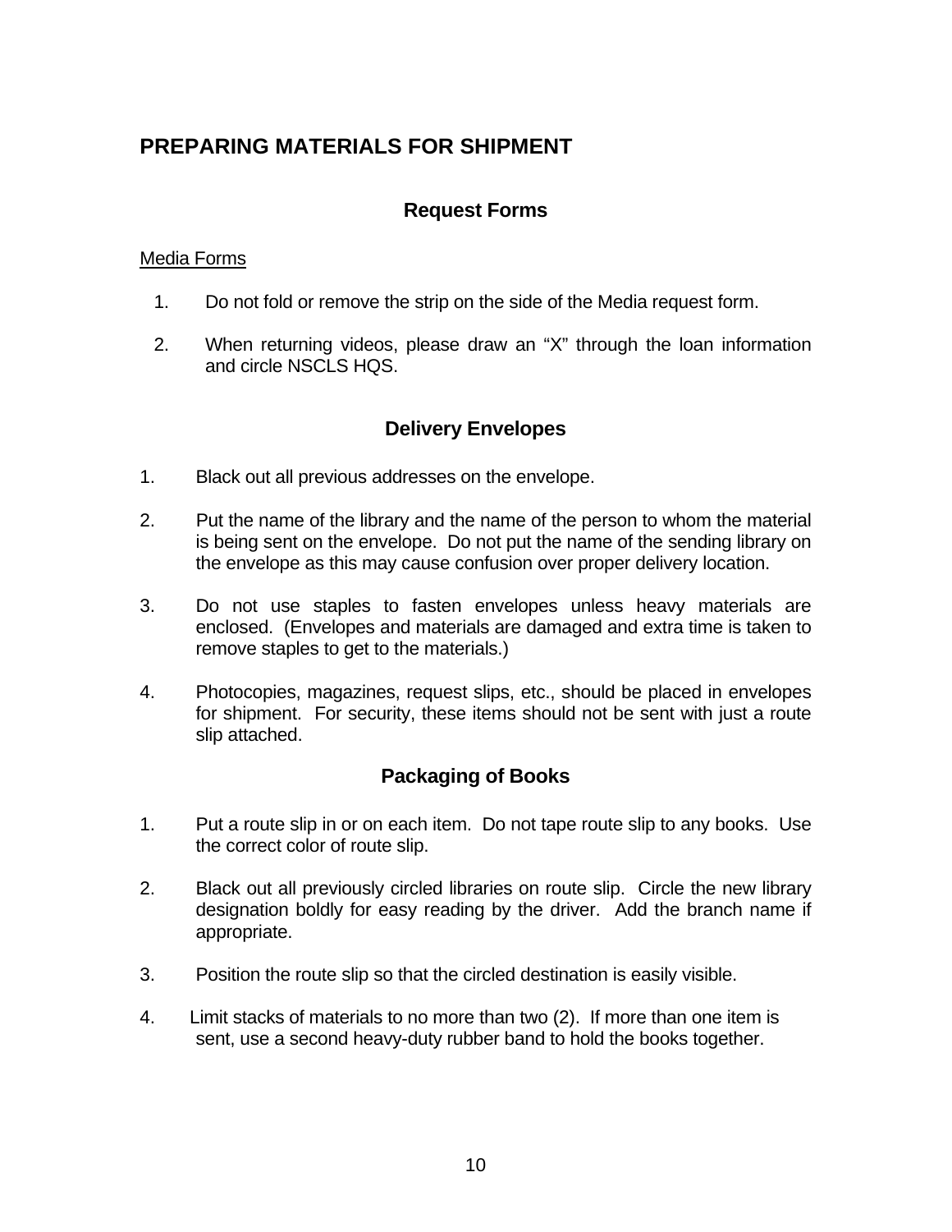# PREPARING MATERIALS FOR SHIPMENT

## Request Forms

Media Forms

1. Do not fold or remove the strip on the side of the Media request form.
2. When returning videos, please draw an "X" through the loan information and circle NSCLS HQS.

## Delivery Envelopes

1. Black out all previous addresses on the envelope.
2. Put the name of the library and the name of the person to whom the material is being sent on the envelope. Do not put the name of the sending library on the envelope as this may cause confusion over proper delivery location.
3. Do not use staples to fasten envelopes unless heavy materials are enclosed. (Envelopes and materials are damaged and extra time is taken to remove staples to get to the materials.)
4. Photocopies, magazines, request slips, etc., should be placed in envelopes for shipment. For security, these items should not be sent with just a route slip attached.

## Packaging of Books

1. Put a route slip in or on each item. Do not tape route slip to any books. Use the correct color of route slip.
2. Black out all previously circled libraries on route slip. Circle the new library designation boldly for easy reading by the driver. Add the branch name if appropriate.
3. Position the route slip so that the circled destination is easily visible.
4. Limit stacks of materials to no more than two (2). If more than one item is sent, use a second heavy-duty rubber band to hold the books together.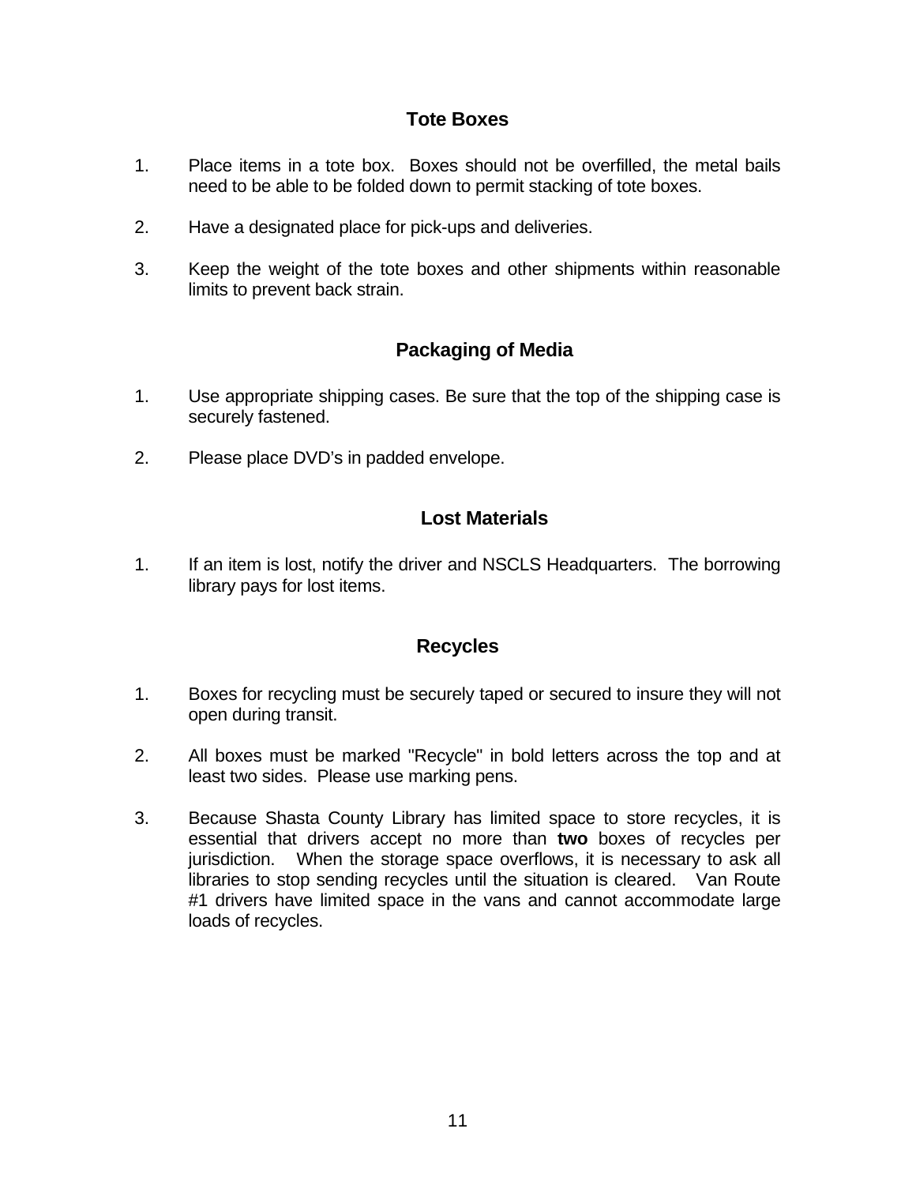## Tote Boxes

1. Place items in a tote box. Boxes should not be overfilled, the metal bails need to be able to be folded down to permit stacking of tote boxes.

2. Have a designated place for pick-ups and deliveries.

3. Keep the weight of the tote boxes and other shipments within reasonable limits to prevent back strain.

## Packaging of Media

1. Use appropriate shipping cases. Be sure that the top of the shipping case is securely fastened.

2. Please place DVD's in padded envelope.

## Lost Materials

1. If an item is lost, notify the driver and NSCLS Headquarters. The borrowing library pays for lost items.

## Recycles

1. Boxes for recycling must be securely taped or secured to insure they will not open during transit.

2. All boxes must be marked "Recycle" in bold letters across the top and at least two sides. Please use marking pens.

3. Because Shasta County Library has limited space to store recycles, it is essential that drivers accept no more than **two** boxes of recycles per jurisdiction. When the storage space overflows, it is necessary to ask all libraries to stop sending recycles until the situation is cleared. Van Route #1 drivers have limited space in the vans and cannot accommodate large loads of recycles.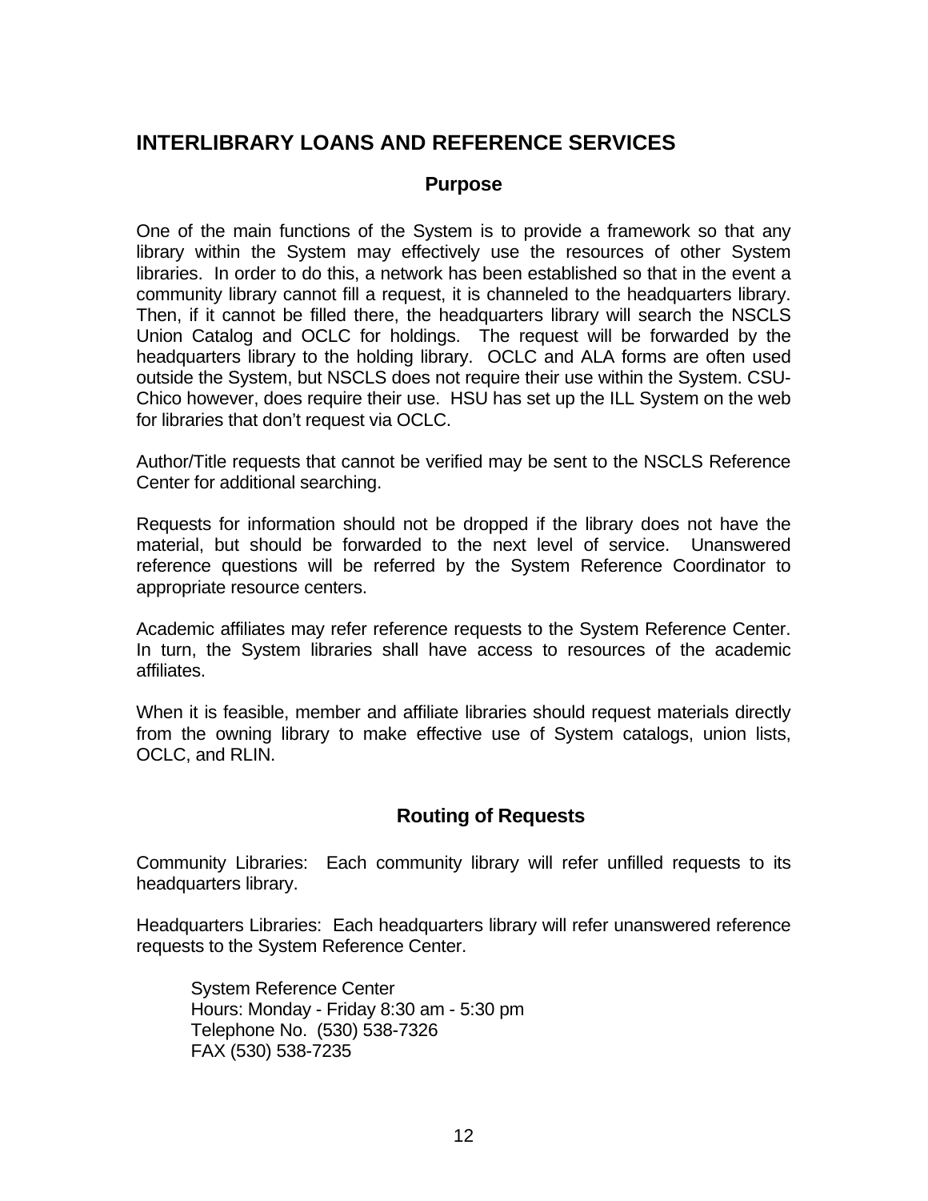## INTERLIBRARY LOANS AND REFERENCE SERVICES

### Purpose

One of the main functions of the System is to provide a framework so that any library within the System may effectively use the resources of other System libraries. In order to do this, a network has been established so that in the event a community library cannot fill a request, it is channeled to the headquarters library. Then, if it cannot be filled there, the headquarters library will search the NSCLS Union Catalog and OCLC for holdings. The request will be forwarded by the headquarters library to the holding library. OCLC and ALA forms are often used outside the System, but NSCLS does not require their use within the System. CSU-Chico however, does require their use. HSU has set up the ILL System on the web for libraries that don't request via OCLC.

Author/Title requests that cannot be verified may be sent to the NSCLS Reference Center for additional searching.

Requests for information should not be dropped if the library does not have the material, but should be forwarded to the next level of service. Unanswered reference questions will be referred by the System Reference Coordinator to appropriate resource centers.

Academic affiliates may refer reference requests to the System Reference Center. In turn, the System libraries shall have access to resources of the academic affiliates.

When it is feasible, member and affiliate libraries should request materials directly from the owning library to make effective use of System catalogs, union lists, OCLC, and RLIN.

### Routing of Requests

Community Libraries: Each community library will refer unfilled requests to its headquarters library.

Headquarters Libraries: Each headquarters library will refer unanswered reference requests to the System Reference Center.

System Reference Center
Hours: Monday - Friday 8:30 am - 5:30 pm
Telephone No. (530) 538-7326
FAX (530) 538-7235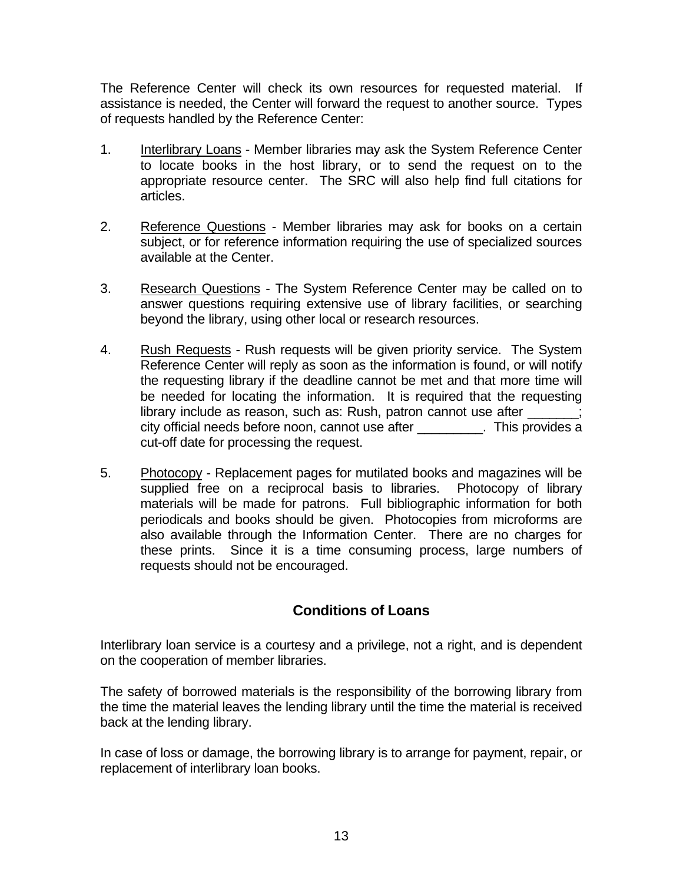The Reference Center will check its own resources for requested material. If assistance is needed, the Center will forward the request to another source. Types of requests handled by the Reference Center:

1. Interlibrary Loans - Member libraries may ask the System Reference Center to locate books in the host library, or to send the request on to the appropriate resource center. The SRC will also help find full citations for articles.

2. Reference Questions - Member libraries may ask for books on a certain subject, or for reference information requiring the use of specialized sources available at the Center.

3. Research Questions - The System Reference Center may be called on to answer questions requiring extensive use of library facilities, or searching beyond the library, using other local or research resources.

4. Rush Requests - Rush requests will be given priority service. The System Reference Center will reply as soon as the information is found, or will notify the requesting library if the deadline cannot be met and that more time will be needed for locating the information. It is required that the requesting library include as reason, such as: Rush, patron cannot use after _______; city official needs before noon, cannot use after _________. This provides a cut-off date for processing the request.

5. Photocopy - Replacement pages for mutilated books and magazines will be supplied free on a reciprocal basis to libraries. Photocopy of library materials will be made for patrons. Full bibliographic information for both periodicals and books should be given. Photocopies from microforms are also available through the Information Center. There are no charges for these prints. Since it is a time consuming process, large numbers of requests should not be encouraged.

## Conditions of Loans

Interlibrary loan service is a courtesy and a privilege, not a right, and is dependent on the cooperation of member libraries.

The safety of borrowed materials is the responsibility of the borrowing library from the time the material leaves the lending library until the time the material is received back at the lending library.

In case of loss or damage, the borrowing library is to arrange for payment, repair, or replacement of interlibrary loan books.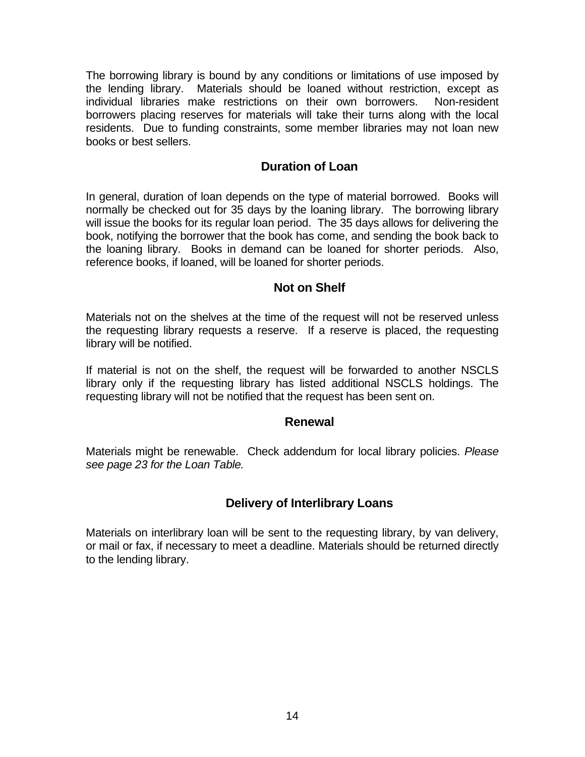The borrowing library is bound by any conditions or limitations of use imposed by the lending library. Materials should be loaned without restriction, except as individual libraries make restrictions on their own borrowers. Non-resident borrowers placing reserves for materials will take their turns along with the local residents. Due to funding constraints, some member libraries may not loan new books or best sellers.

## Duration of Loan

In general, duration of loan depends on the type of material borrowed. Books will normally be checked out for 35 days by the loaning library. The borrowing library will issue the books for its regular loan period. The 35 days allows for delivering the book, notifying the borrower that the book has come, and sending the book back to the loaning library. Books in demand can be loaned for shorter periods. Also, reference books, if loaned, will be loaned for shorter periods.

## Not on Shelf

Materials not on the shelves at the time of the request will not be reserved unless the requesting library requests a reserve. If a reserve is placed, the requesting library will be notified.

If material is not on the shelf, the request will be forwarded to another NSCLS library only if the requesting library has listed additional NSCLS holdings. The requesting library will not be notified that the request has been sent on.

## Renewal

Materials might be renewable. Check addendum for local library policies. *Please see page 23 for the Loan Table.*

## Delivery of Interlibrary Loans

Materials on interlibrary loan will be sent to the requesting library, by van delivery, or mail or fax, if necessary to meet a deadline. Materials should be returned directly to the lending library.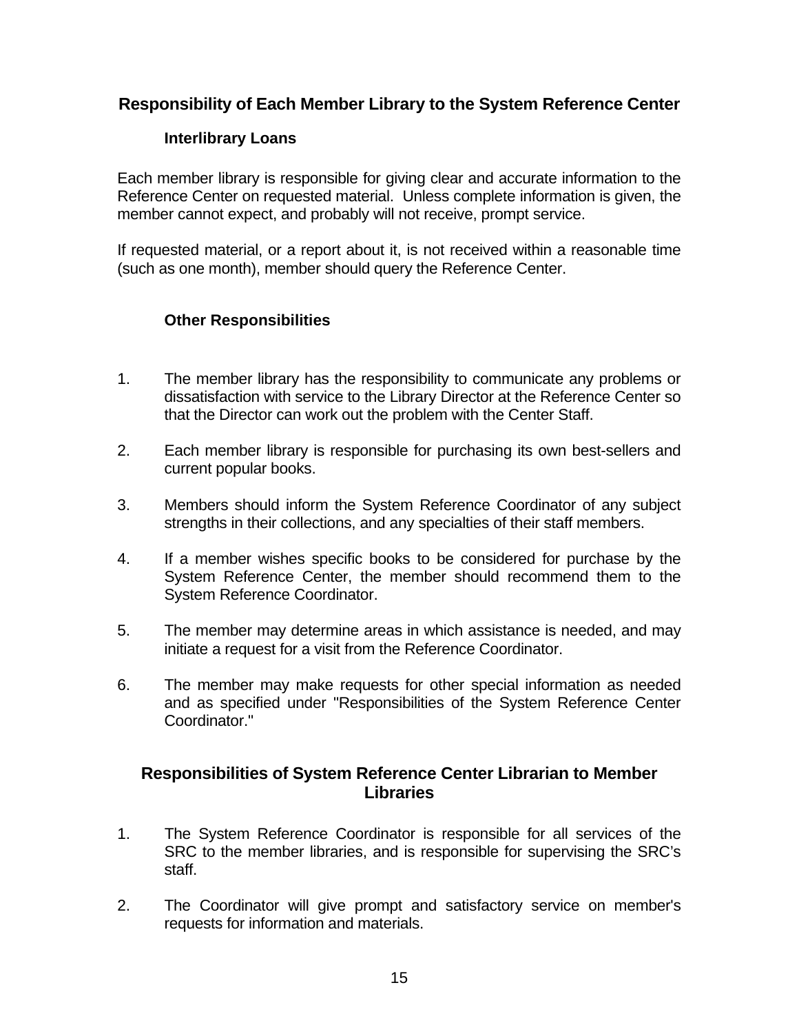## Responsibility of Each Member Library to the System Reference Center

### Interlibrary Loans

Each member library is responsible for giving clear and accurate information to the Reference Center on requested material. Unless complete information is given, the member cannot expect, and probably will not receive, prompt service.

If requested material, or a report about it, is not received within a reasonable time (such as one month), member should query the Reference Center.

### Other Responsibilities

1. The member library has the responsibility to communicate any problems or dissatisfaction with service to the Library Director at the Reference Center so that the Director can work out the problem with the Center Staff.

2. Each member library is responsible for purchasing its own best-sellers and current popular books.

3. Members should inform the System Reference Coordinator of any subject strengths in their collections, and any specialties of their staff members.

4. If a member wishes specific books to be considered for purchase by the System Reference Center, the member should recommend them to the System Reference Coordinator.

5. The member may determine areas in which assistance is needed, and may initiate a request for a visit from the Reference Coordinator.

6. The member may make requests for other special information as needed and as specified under "Responsibilities of the System Reference Center Coordinator."

## Responsibilities of System Reference Center Librarian to Member Libraries

1. The System Reference Coordinator is responsible for all services of the SRC to the member libraries, and is responsible for supervising the SRC's staff.

2. The Coordinator will give prompt and satisfactory service on member's requests for information and materials.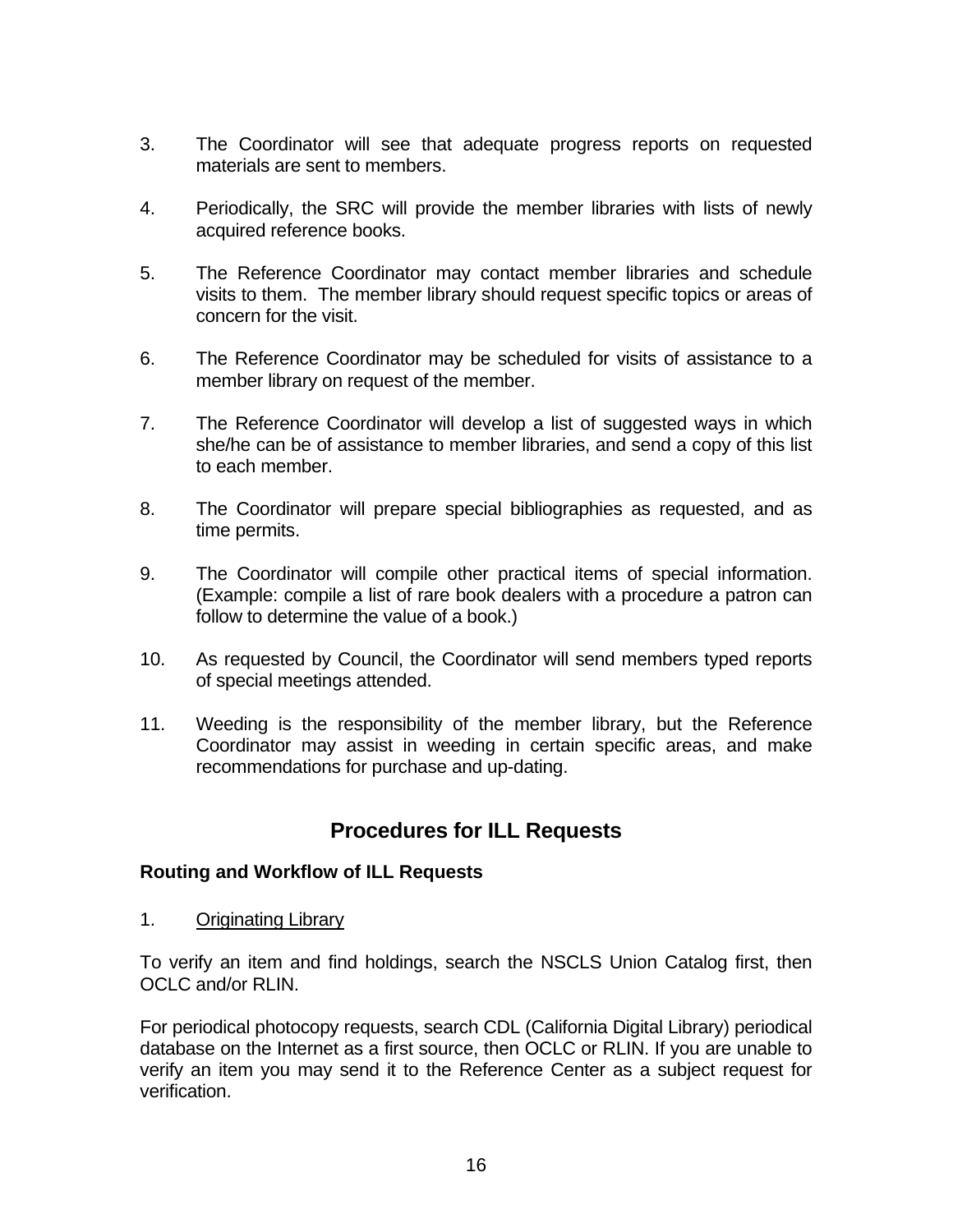3. The Coordinator will see that adequate progress reports on requested materials are sent to members.

4. Periodically, the SRC will provide the member libraries with lists of newly acquired reference books.

5. The Reference Coordinator may contact member libraries and schedule visits to them. The member library should request specific topics or areas of concern for the visit.

6. The Reference Coordinator may be scheduled for visits of assistance to a member library on request of the member.

7. The Reference Coordinator will develop a list of suggested ways in which she/he can be of assistance to member libraries, and send a copy of this list to each member.

8. The Coordinator will prepare special bibliographies as requested, and as time permits.

9. The Coordinator will compile other practical items of special information. (Example: compile a list of rare book dealers with a procedure a patron can follow to determine the value of a book.)

10. As requested by Council, the Coordinator will send members typed reports of special meetings attended.

11. Weeding is the responsibility of the member library, but the Reference Coordinator may assist in weeding in certain specific areas, and make recommendations for purchase and up-dating.

## Procedures for ILL Requests

### Routing and Workflow of ILL Requests

1. <u>Originating Library</u>

To verify an item and find holdings, search the NSCLS Union Catalog first, then OCLC and/or RLIN.

For periodical photocopy requests, search CDL (California Digital Library) periodical database on the Internet as a first source, then OCLC or RLIN. If you are unable to verify an item you may send it to the Reference Center as a subject request for verification.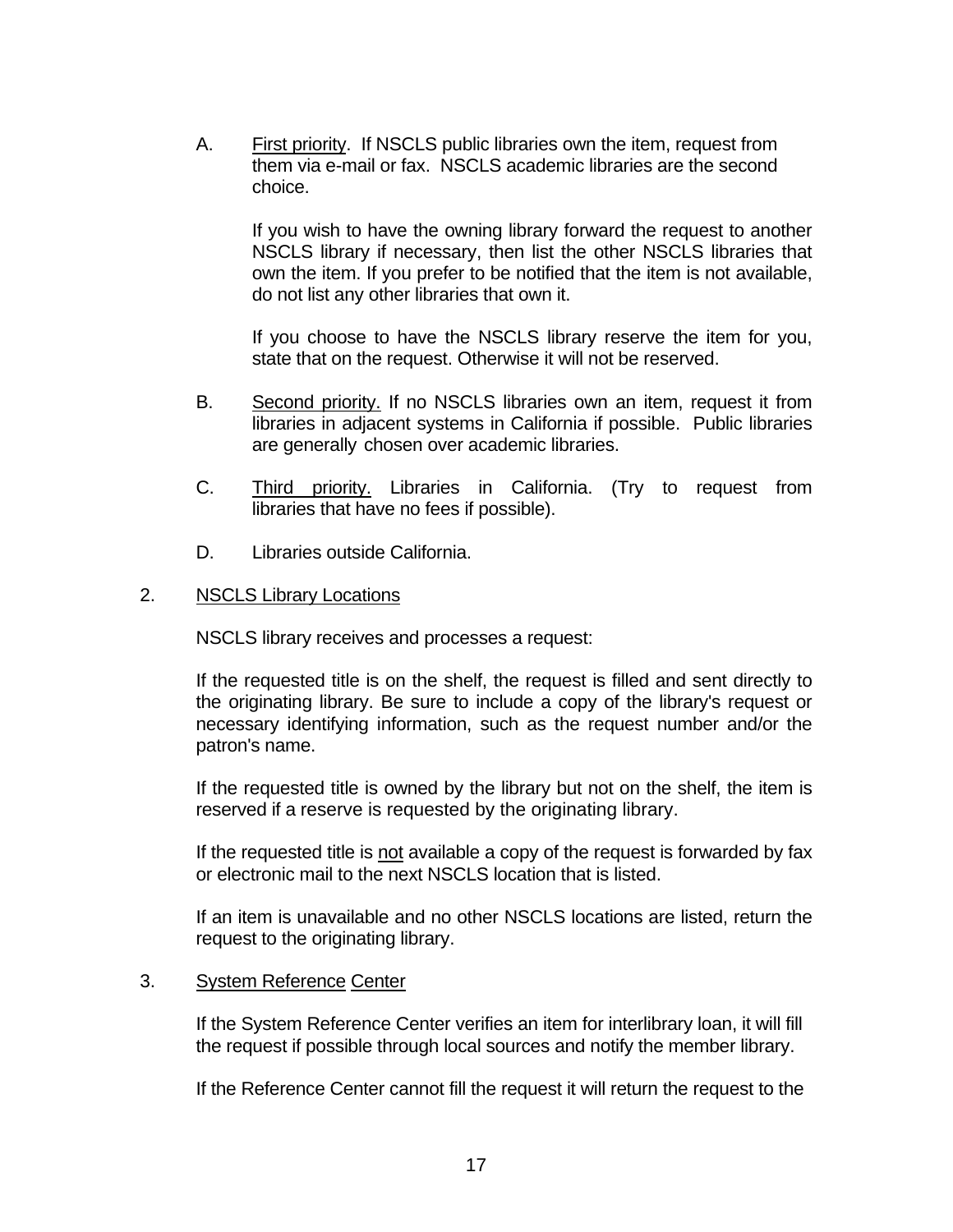A. First priority. If NSCLS public libraries own the item, request from them via e-mail or fax. NSCLS academic libraries are the second choice.

   If you wish to have the owning library forward the request to another NSCLS library if necessary, then list the other NSCLS libraries that own the item. If you prefer to be notified that the item is not available, do not list any other libraries that own it.

   If you choose to have the NSCLS library reserve the item for you, state that on the request. Otherwise it will not be reserved.

B. Second priority. If no NSCLS libraries own an item, request it from libraries in adjacent systems in California if possible. Public libraries are generally chosen over academic libraries.

C. Third priority. Libraries in California. (Try to request from libraries that have no fees if possible).

D. Libraries outside California.

2. NSCLS Library Locations

   NSCLS library receives and processes a request:

   If the requested title is on the shelf, the request is filled and sent directly to the originating library. Be sure to include a copy of the library's request or necessary identifying information, such as the request number and/or the patron's name.

   If the requested title is owned by the library but not on the shelf, the item is reserved if a reserve is requested by the originating library.

   If the requested title is not available a copy of the request is forwarded by fax or electronic mail to the next NSCLS location that is listed.

   If an item is unavailable and no other NSCLS locations are listed, return the request to the originating library.

3. System Reference Center

   If the System Reference Center verifies an item for interlibrary loan, it will fill the request if possible through local sources and notify the member library.

   If the Reference Center cannot fill the request it will return the request to the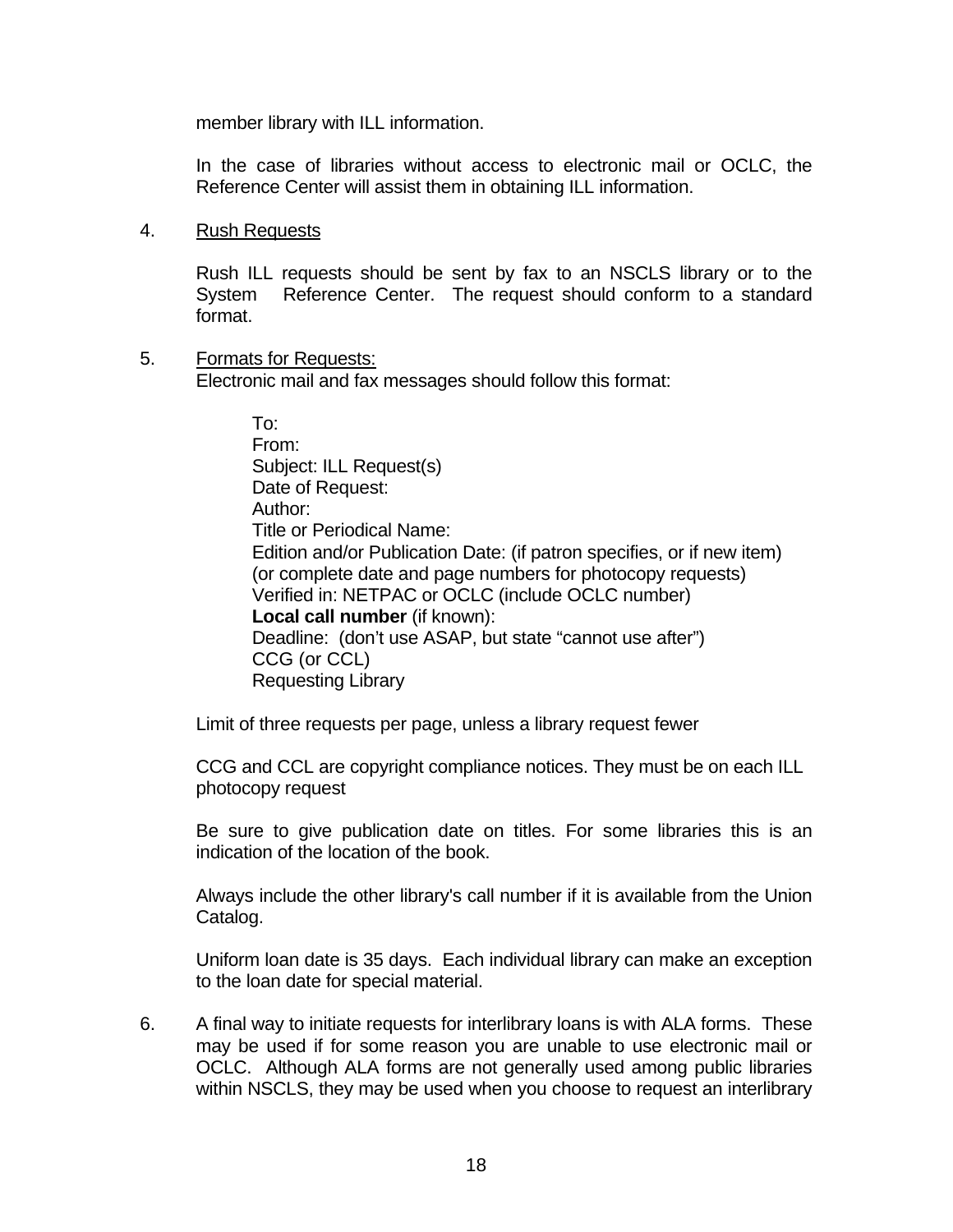member library with ILL information.

In the case of libraries without access to electronic mail or OCLC, the Reference Center will assist them in obtaining ILL information.

4. Rush Requests

   Rush ILL requests should be sent by fax to an NSCLS library or to the System Reference Center. The request should conform to a standard format.

5. Formats for Requests:
   Electronic mail and fax messages should follow this format:

   To:
   From:
   Subject: ILL Request(s)
   Date of Request:
   Author:
   Title or Periodical Name:
   Edition and/or Publication Date: (if patron specifies, or if new item)
   (or complete date and page numbers for photocopy requests)
   Verified in: NETPAC or OCLC (include OCLC number)
   **Local call number** (if known):
   Deadline: (don't use ASAP, but state "cannot use after")
   CCG (or CCL)
   Requesting Library

   Limit of three requests per page, unless a library request fewer

   CCG and CCL are copyright compliance notices. They must be on each ILL photocopy request

   Be sure to give publication date on titles. For some libraries this is an indication of the location of the book.

   Always include the other library's call number if it is available from the Union Catalog.

   Uniform loan date is 35 days. Each individual library can make an exception to the loan date for special material.

6. A final way to initiate requests for interlibrary loans is with ALA forms. These may be used if for some reason you are unable to use electronic mail or OCLC. Although ALA forms are not generally used among public libraries within NSCLS, they may be used when you choose to request an interlibrary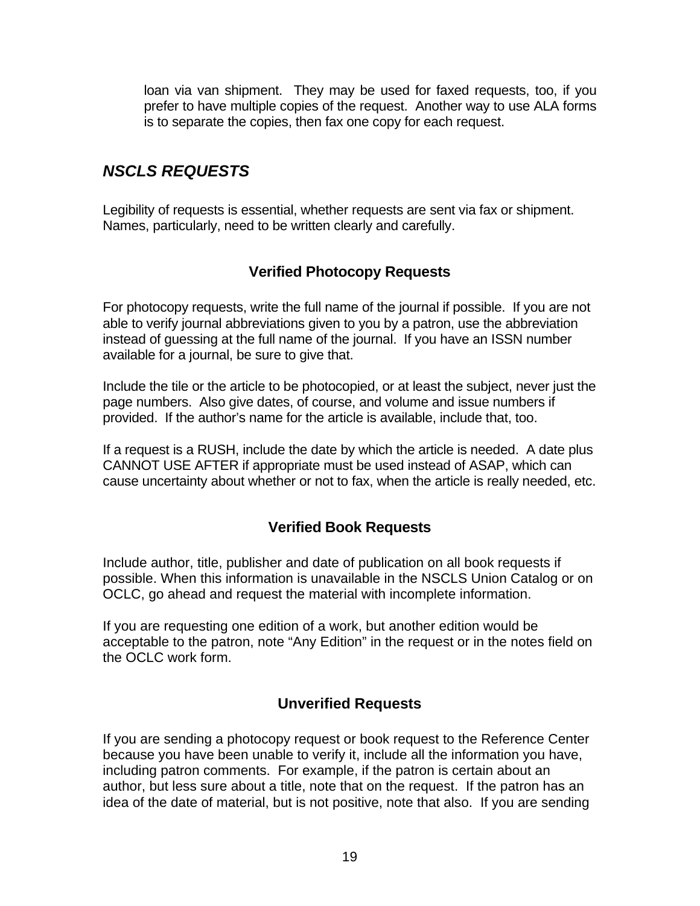loan via van shipment. They may be used for faxed requests, too, if you prefer to have multiple copies of the request. Another way to use ALA forms is to separate the copies, then fax one copy for each request.

## *NSCLS REQUESTS*

Legibility of requests is essential, whether requests are sent via fax or shipment. Names, particularly, need to be written clearly and carefully.

### Verified Photocopy Requests

For photocopy requests, write the full name of the journal if possible. If you are not able to verify journal abbreviations given to you by a patron, use the abbreviation instead of guessing at the full name of the journal. If you have an ISSN number available for a journal, be sure to give that.

Include the tile or the article to be photocopied, or at least the subject, never just the page numbers. Also give dates, of course, and volume and issue numbers if provided. If the author's name for the article is available, include that, too.

If a request is a RUSH, include the date by which the article is needed. A date plus CANNOT USE AFTER if appropriate must be used instead of ASAP, which can cause uncertainty about whether or not to fax, when the article is really needed, etc.

### Verified Book Requests

Include author, title, publisher and date of publication on all book requests if possible. When this information is unavailable in the NSCLS Union Catalog or on OCLC, go ahead and request the material with incomplete information.

If you are requesting one edition of a work, but another edition would be acceptable to the patron, note "Any Edition" in the request or in the notes field on the OCLC work form.

### Unverified Requests

If you are sending a photocopy request or book request to the Reference Center because you have been unable to verify it, include all the information you have, including patron comments. For example, if the patron is certain about an author, but less sure about a title, note that on the request. If the patron has an idea of the date of material, but is not positive, note that also. If you are sending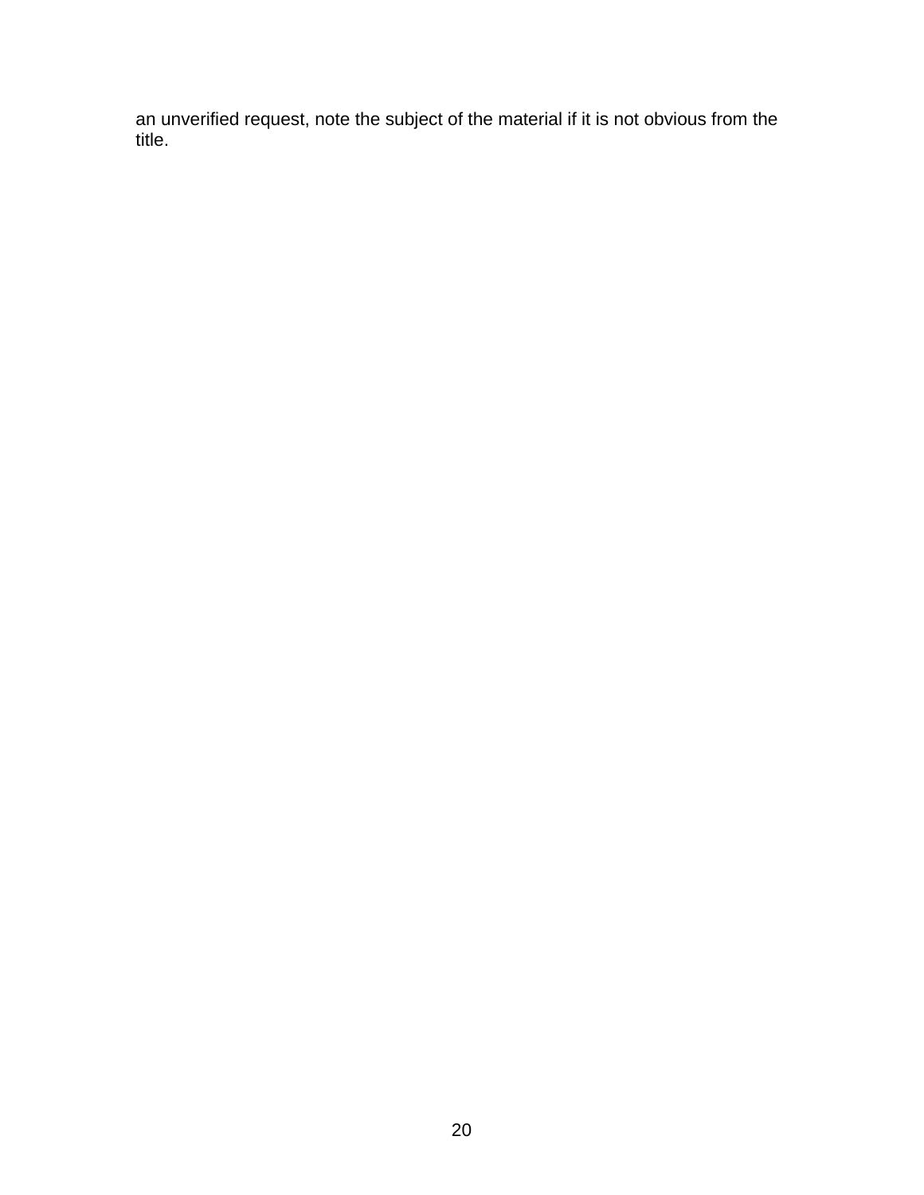an unverified request, note the subject of the material if it is not obvious from the title.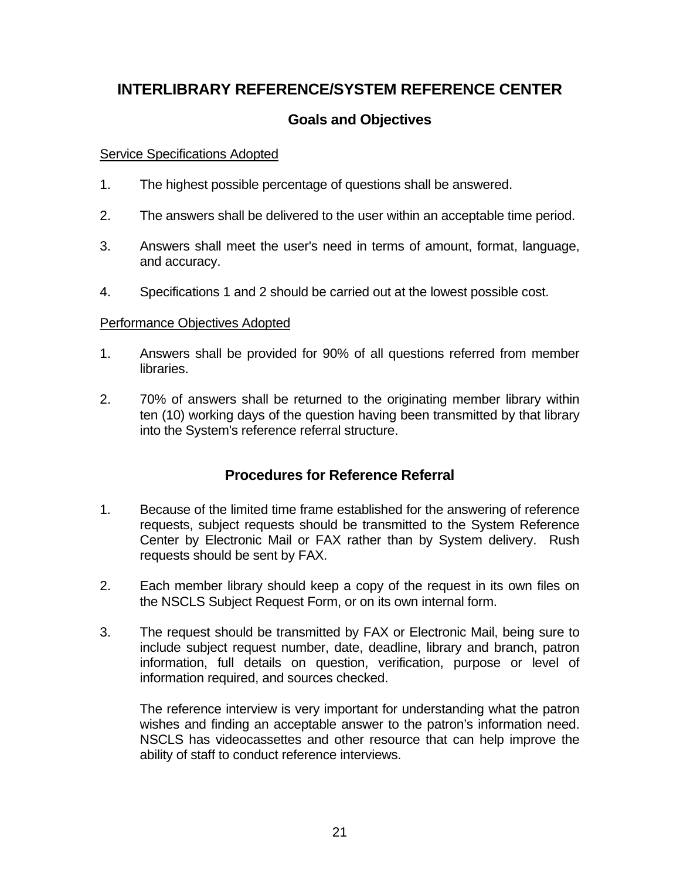# INTERLIBRARY REFERENCE/SYSTEM REFERENCE CENTER

## Goals and Objectives

Service Specifications Adopted

1. The highest possible percentage of questions shall be answered.

2. The answers shall be delivered to the user within an acceptable time period.

3. Answers shall meet the user's need in terms of amount, format, language, and accuracy.

4. Specifications 1 and 2 should be carried out at the lowest possible cost.

Performance Objectives Adopted

1. Answers shall be provided for 90% of all questions referred from member libraries.

2. 70% of answers shall be returned to the originating member library within ten (10) working days of the question having been transmitted by that library into the System's reference referral structure.

## Procedures for Reference Referral

1. Because of the limited time frame established for the answering of reference requests, subject requests should be transmitted to the System Reference Center by Electronic Mail or FAX rather than by System delivery. Rush requests should be sent by FAX.

2. Each member library should keep a copy of the request in its own files on the NSCLS Subject Request Form, or on its own internal form.

3. The request should be transmitted by FAX or Electronic Mail, being sure to include subject request number, date, deadline, library and branch, patron information, full details on question, verification, purpose or level of information required, and sources checked.

   The reference interview is very important for understanding what the patron wishes and finding an acceptable answer to the patron's information need. NSCLS has videocassettes and other resource that can help improve the ability of staff to conduct reference interviews.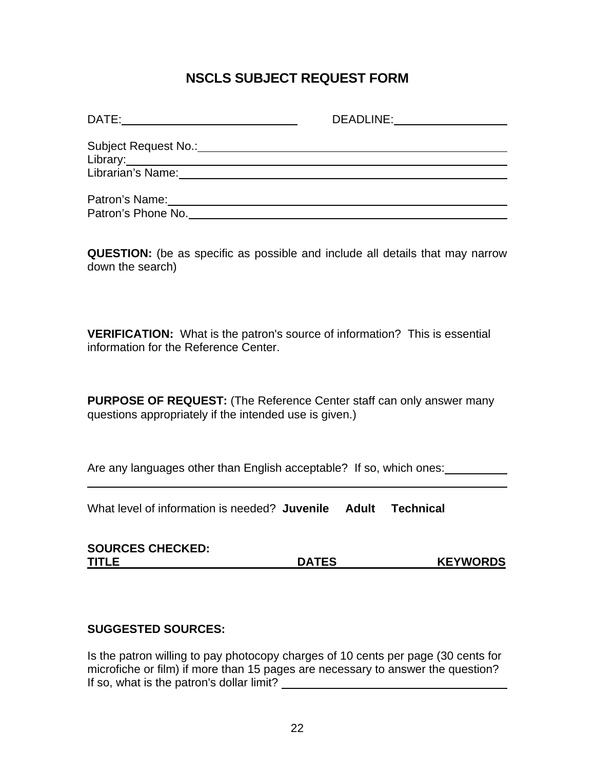# NSCLS SUBJECT REQUEST FORM

DATE: ____________________________ DEADLINE: __________________

Subject Request No.: ______________________________________________
Library: __________________________________________________________
Librarian's Name: __________________________________________________

Patron's Name: ____________________________________________________
Patron's Phone No. _________________________________________________

**QUESTION:** (be as specific as possible and include all details that may narrow down the search)

**VERIFICATION:** What is the patron's source of information? This is essential information for the Reference Center.

**PURPOSE OF REQUEST:** (The Reference Center staff can only answer many questions appropriately if the intended use is given.)

Are any languages other than English acceptable? If so, which ones: __________
__________________________________________________________________

What level of information is needed? **Juvenile** **Adult** **Technical**

**SOURCES CHECKED:**

| TITLE | DATES | KEYWORDS |
| --- | --- | --- |

**SUGGESTED SOURCES:**

Is the patron willing to pay photocopy charges of 10 cents per page (30 cents for microfiche or film) if more than 15 pages are necessary to answer the question? If so, what is the patron's dollar limit? ______________________________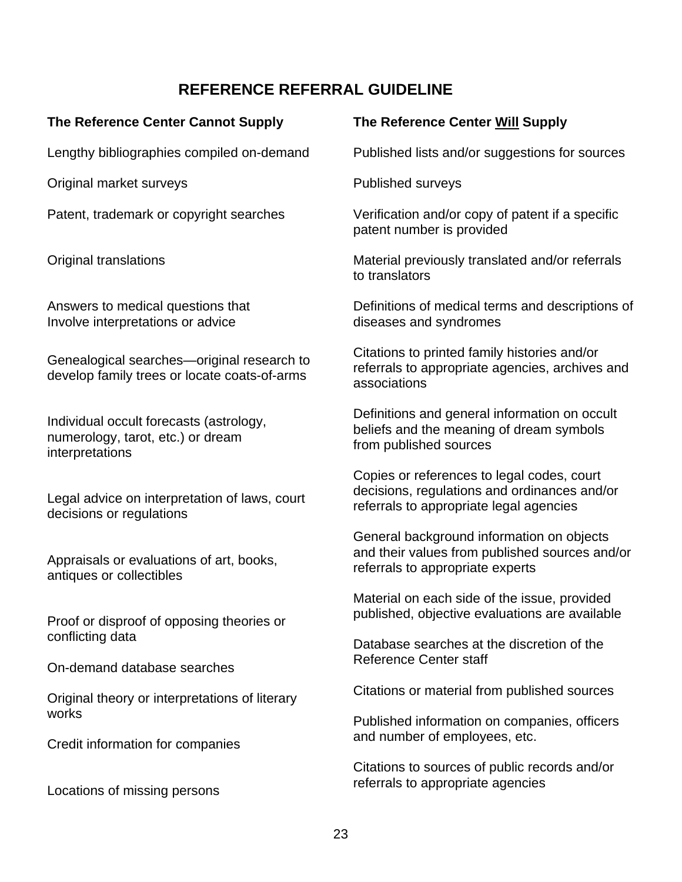# REFERENCE REFERRAL GUIDELINE

| The Reference Center Cannot Supply | The Reference Center **Will** Supply |
|---|---|
| Lengthy bibliographies compiled on-demand | Published lists and/or suggestions for sources |
| Original market surveys | Published surveys |
| Patent, trademark or copyright searches | Verification and/or copy of patent if a specific patent number is provided |
| Original translations | Material previously translated and/or referrals to translators |
| Answers to medical questions that Involve interpretations or advice | Definitions of medical terms and descriptions of diseases and syndromes |
| Genealogical searches—original research to develop family trees or locate coats-of-arms | Citations to printed family histories and/or referrals to appropriate agencies, archives and associations |
| Individual occult forecasts (astrology, numerology, tarot, etc.) or dream interpretations | Definitions and general information on occult beliefs and the meaning of dream symbols from published sources |
| Legal advice on interpretation of laws, court decisions or regulations | Copies or references to legal codes, court decisions, regulations and ordinances and/or referrals to appropriate legal agencies |
| Appraisals or evaluations of art, books, antiques or collectibles | General background information on objects and their values from published sources and/or referrals to appropriate experts |
| Proof or disproof of opposing theories or conflicting data | Material on each side of the issue, provided published, objective evaluations are available |
| On-demand database searches | Database searches at the discretion of the Reference Center staff |
| Original theory or interpretations of literary works | Citations or material from published sources |
| Credit information for companies | Published information on companies, officers and number of employees, etc. |
| Locations of missing persons | Citations to sources of public records and/or referrals to appropriate agencies |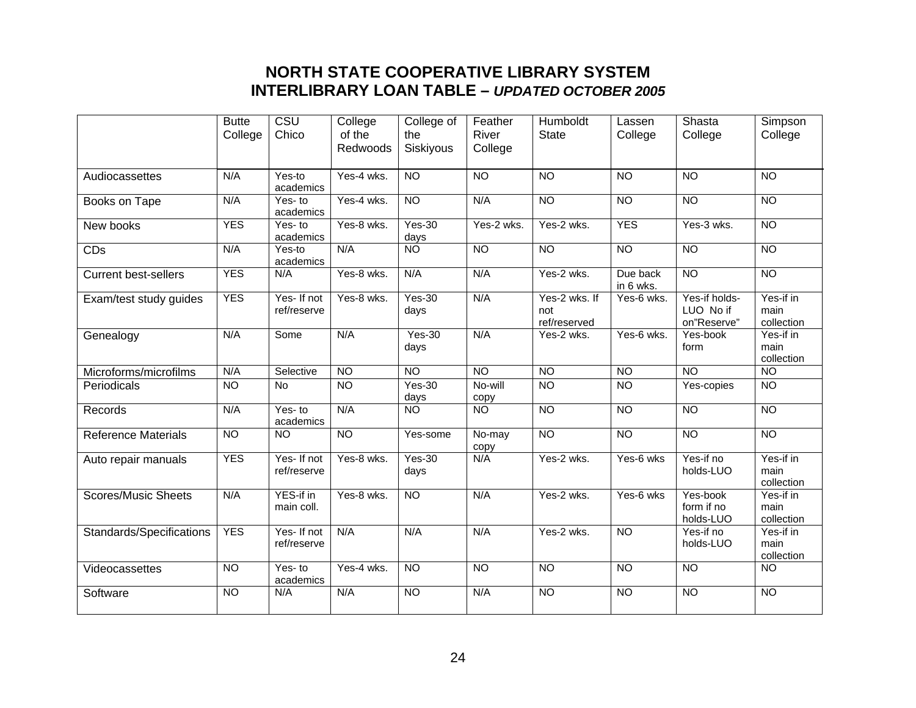# NORTH STATE COOPERATIVE LIBRARY SYSTEM
## INTERLIBRARY LOAN TABLE – *UPDATED OCTOBER 2005*

| | Butte College | CSU Chico | College of the Redwoods | College of the Siskiyous | Feather River College | Humboldt State | Lassen College | Shasta College | Simpson College |
|---|---|---|---|---|---|---|---|---|---|
| Audiocassettes | N/A | Yes-to academics | Yes-4 wks. | NO | NO | NO | NO | NO | NO |
| Books on Tape | N/A | Yes- to academics | Yes-4 wks. | NO | N/A | NO | NO | NO | NO |
| New books | YES | Yes- to academics | Yes-8 wks. | Yes-30 days | Yes-2 wks. | Yes-2 wks. | YES | Yes-3 wks. | NO |
| CDs | N/A | Yes-to academics | N/A | NO | NO | NO | NO | NO | NO |
| Current best-sellers | YES | N/A | Yes-8 wks. | N/A | N/A | Yes-2 wks. | Due back in 6 wks. | NO | NO |
| Exam/test study guides | YES | Yes- If not ref/reserve | Yes-8 wks. | Yes-30 days | N/A | Yes-2 wks. If not ref/reserved | Yes-6 wks. | Yes-if holds-LUO No if on"Reserve" | Yes-if in main collection |
| Genealogy | N/A | Some | N/A | Yes-30 days | N/A | Yes-2 wks. | Yes-6 wks. | Yes-book form | Yes-if in main collection |
| Microforms/microfilms | N/A | Selective | NO | NO | NO | NO | NO | NO | NO |
| Periodicals | NO | No | NO | Yes-30 days | No-will copy | NO | NO | Yes-copies | NO |
| Records | N/A | Yes- to academics | N/A | NO | NO | NO | NO | NO | NO |
| Reference Materials | NO | NO | NO | Yes-some | No-may copy | NO | NO | NO | NO |
| Auto repair manuals | YES | Yes- If not ref/reserve | Yes-8 wks. | Yes-30 days | N/A | Yes-2 wks. | Yes-6 wks | Yes-if no holds-LUO | Yes-if in main collection |
| Scores/Music Sheets | N/A | YES-if in main coll. | Yes-8 wks. | NO | N/A | Yes-2 wks. | Yes-6 wks | Yes-book form if no holds-LUO | Yes-if in main collection |
| Standards/Specifications | YES | Yes- If not ref/reserve | N/A | N/A | N/A | Yes-2 wks. | NO | Yes-if no holds-LUO | Yes-if in main collection |
| Videocassettes | NO | Yes- to academics | Yes-4 wks. | NO | NO | NO | NO | NO | NO |
| Software | NO | N/A | N/A | NO | N/A | NO | NO | NO | NO |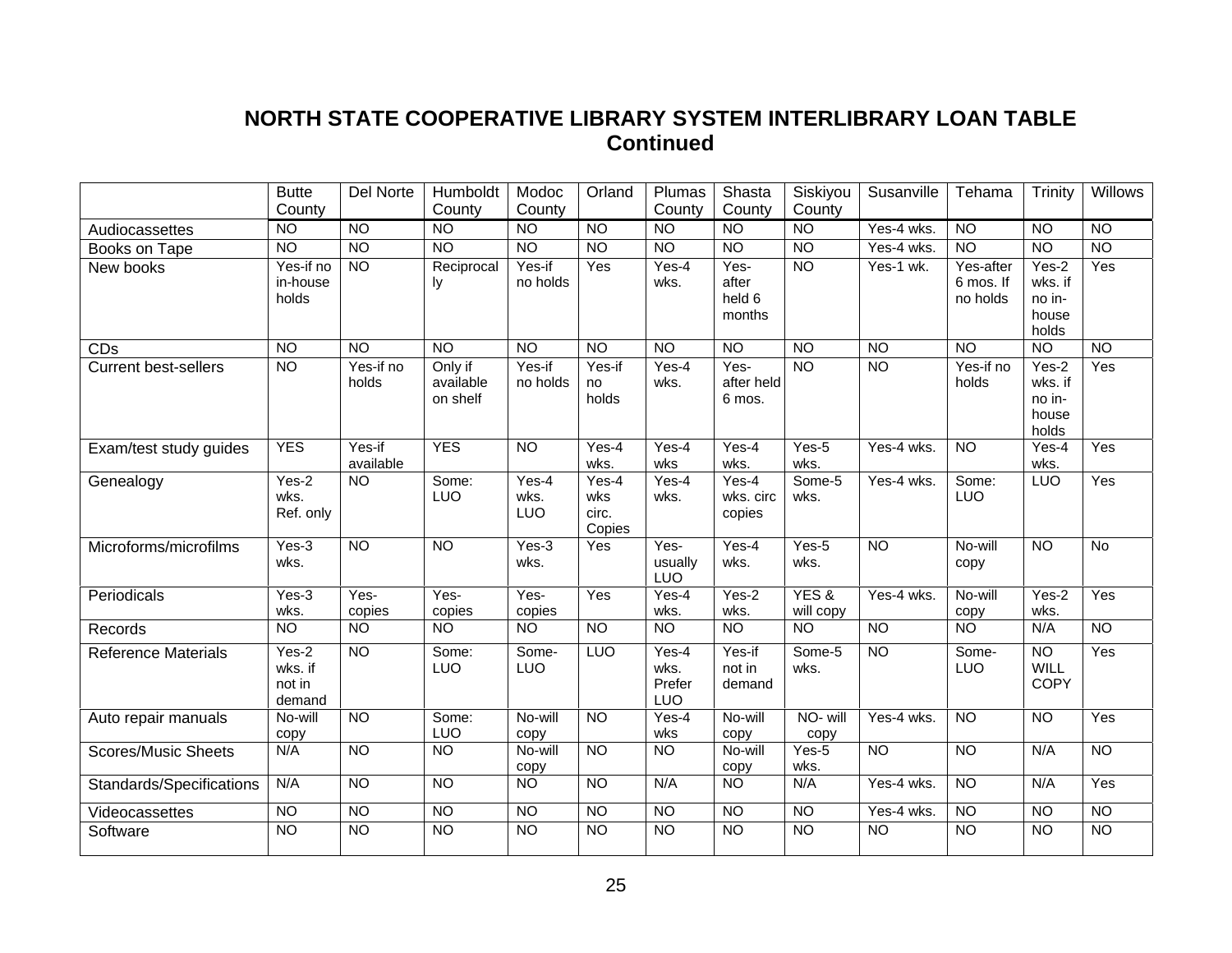# NORTH STATE COOPERATIVE LIBRARY SYSTEM INTERLIBRARY LOAN TABLE Continued

| | Butte County | Del Norte | Humboldt County | Modoc County | Orland | Plumas County | Shasta County | Siskiyou County | Susanville | Tehama | Trinity | Willows |
|---|---|---|---|---|---|---|---|---|---|---|---|---|
| Audiocassettes | NO | NO | NO | NO | NO | NO | NO | NO | Yes-4 wks. | NO | NO | NO |
| Books on Tape | NO | NO | NO | NO | NO | NO | NO | NO | Yes-4 wks. | NO | NO | NO |
| New books | Yes-if no in-house holds | NO | Reciprocally | Yes-if no holds | Yes | Yes-4 wks. | Yes-after held 6 months | NO | Yes-1 wk. | Yes-after 6 mos. If no holds | Yes-2 wks. if no in-house holds | Yes |
| CDs | NO | NO | NO | NO | NO | NO | NO | NO | NO | NO | NO | NO |
| Current best-sellers | NO | Yes-if no holds | Only if available on shelf | Yes-if no holds | Yes-if no holds | Yes-4 wks. | Yes-after held 6 mos. | NO | NO | Yes-if no holds | Yes-2 wks. if no in-house holds | Yes |
| Exam/test study guides | YES | Yes-if available | YES | NO | Yes-4 wks. | Yes-4 wks | Yes-4 wks. | Yes-5 wks. | Yes-4 wks. | NO | Yes-4 wks. | Yes |
| Genealogy | Yes-2 wks. Ref. only | NO | Some: LUO | Yes-4 wks. LUO | Yes-4 wks circ. Copies | Yes-4 wks. | Yes-4 wks. circ copies | Some-5 wks. | Yes-4 wks. | Some: LUO | LUO | Yes |
| Microforms/microfilms | Yes-3 wks. | NO | NO | Yes-3 wks. | Yes | Yes-usually LUO | Yes-4 wks. | Yes-5 wks. | NO | No-will copy | NO | No |
| Periodicals | Yes-3 wks. | Yes-copies | Yes-copies | Yes-copies | Yes | Yes-4 wks. | Yes-2 wks. | YES & will copy | Yes-4 wks. | No-will copy | Yes-2 wks. | Yes |
| Records | NO | NO | NO | NO | NO | NO | NO | NO | NO | NO | N/A | NO |
| Reference Materials | Yes-2 wks. if not in demand | NO | Some: LUO | Some-LUO | LUO | Yes-4 wks. Prefer LUO | Yes-if not in demand | Some-5 wks. | NO | Some-LUO | NO WILL COPY | Yes |
| Auto repair manuals | No-will copy | NO | Some: LUO | No-will copy | NO | Yes-4 wks | No-will copy | NO- will copy | Yes-4 wks. | NO | NO | Yes |
| Scores/Music Sheets | N/A | NO | NO | No-will copy | NO | NO | No-will copy | Yes-5 wks. | NO | NO | N/A | NO |
| Standards/Specifications | N/A | NO | NO | NO | NO | N/A | NO | N/A | Yes-4 wks. | NO | N/A | Yes |
| Videocassettes | NO | NO | NO | NO | NO | NO | NO | NO | Yes-4 wks. | NO | NO | NO |
| Software | NO | NO | NO | NO | NO | NO | NO | NO | NO | NO | NO | NO |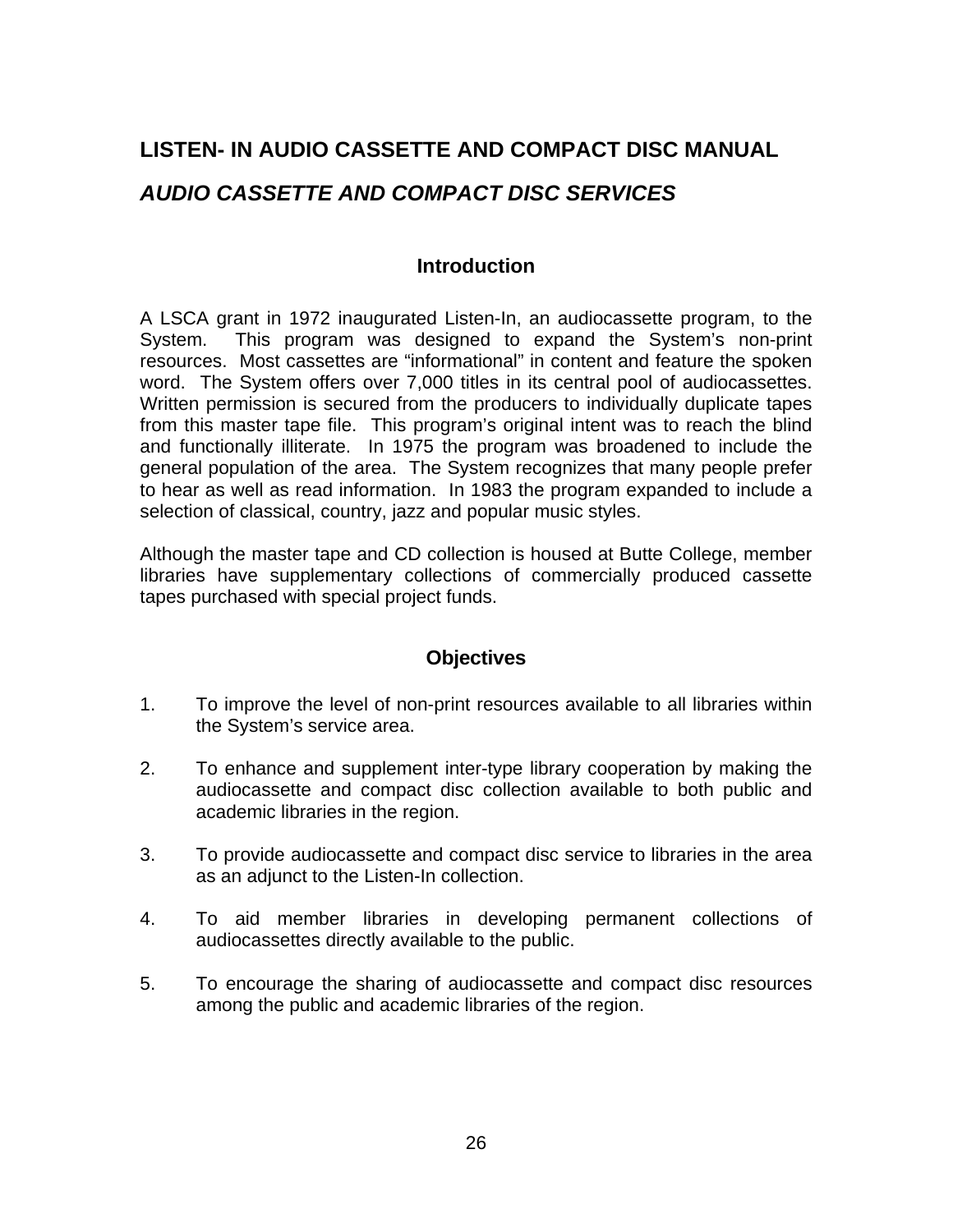# LISTEN- IN AUDIO CASSETTE AND COMPACT DISC MANUAL

## *AUDIO CASSETTE AND COMPACT DISC SERVICES*

### Introduction

A LSCA grant in 1972 inaugurated Listen-In, an audiocassette program, to the System. This program was designed to expand the System's non-print resources. Most cassettes are "informational" in content and feature the spoken word. The System offers over 7,000 titles in its central pool of audiocassettes. Written permission is secured from the producers to individually duplicate tapes from this master tape file. This program's original intent was to reach the blind and functionally illiterate. In 1975 the program was broadened to include the general population of the area. The System recognizes that many people prefer to hear as well as read information. In 1983 the program expanded to include a selection of classical, country, jazz and popular music styles.

Although the master tape and CD collection is housed at Butte College, member libraries have supplementary collections of commercially produced cassette tapes purchased with special project funds.

### Objectives

1. To improve the level of non-print resources available to all libraries within the System's service area.

2. To enhance and supplement inter-type library cooperation by making the audiocassette and compact disc collection available to both public and academic libraries in the region.

3. To provide audiocassette and compact disc service to libraries in the area as an adjunct to the Listen-In collection.

4. To aid member libraries in developing permanent collections of audiocassettes directly available to the public.

5. To encourage the sharing of audiocassette and compact disc resources among the public and academic libraries of the region.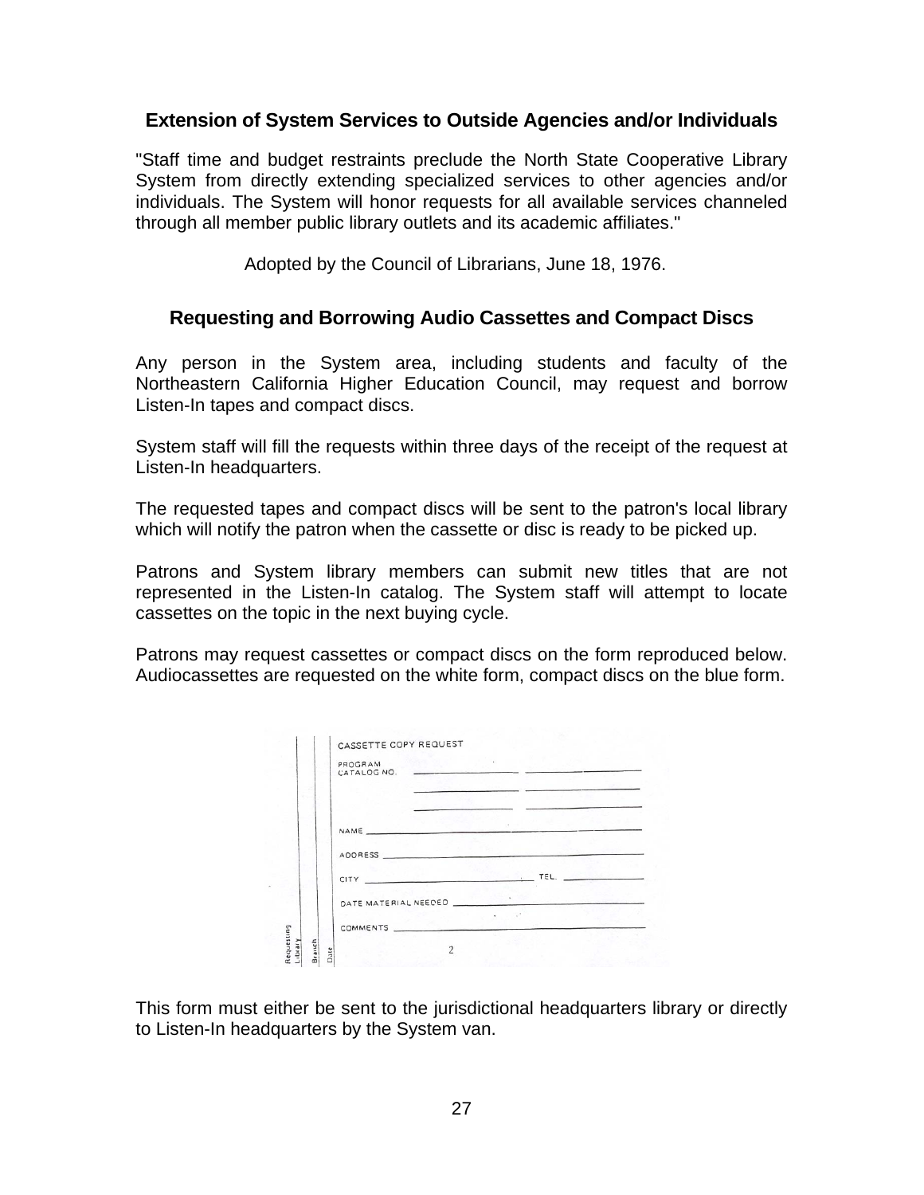## Extension of System Services to Outside Agencies and/or Individuals

"Staff time and budget restraints preclude the North State Cooperative Library System from directly extending specialized services to other agencies and/or individuals. The System will honor requests for all available services channeled through all member public library outlets and its academic affiliates."

Adopted by the Council of Librarians, June 18, 1976.

## Requesting and Borrowing Audio Cassettes and Compact Discs

Any person in the System area, including students and faculty of the Northeastern California Higher Education Council, may request and borrow Listen-In tapes and compact discs.

System staff will fill the requests within three days of the receipt of the request at Listen-In headquarters.

The requested tapes and compact discs will be sent to the patron's local library which will notify the patron when the cassette or disc is ready to be picked up.

Patrons and System library members can submit new titles that are not represented in the Listen-In catalog. The System staff will attempt to locate cassettes on the topic in the next buying cycle.

Patrons may request cassettes or compact discs on the form reproduced below. Audiocassettes are requested on the white form, compact discs on the blue form.

CASSETTE COPY REQUEST

PROGRAM CATALOG NO. ____________ ____________

____________ ____________

____________ ____________

NAME ____________

ADDRESS ____________

CITY ____________ TEL. ____________

DATE MATERIAL NEEDED ____________

COMMENTS ____________

Requesting Library | Branch | Date

This form must either be sent to the jurisdictional headquarters library or directly to Listen-In headquarters by the System van.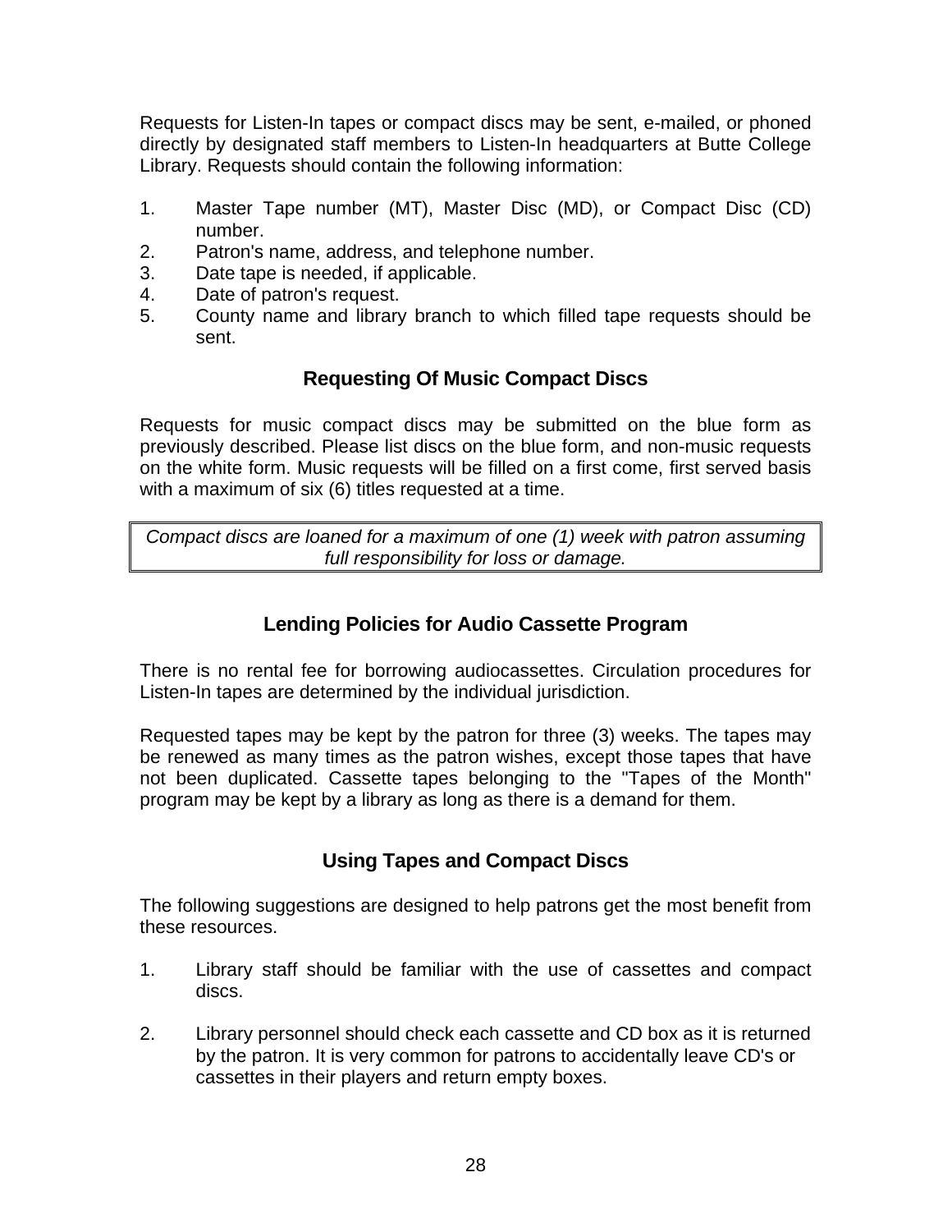Requests for Listen-In tapes or compact discs may be sent, e-mailed, or phoned directly by designated staff members to Listen-In headquarters at Butte College Library. Requests should contain the following information:

1. Master Tape number (MT), Master Disc (MD), or Compact Disc (CD) number.
2. Patron's name, address, and telephone number.
3. Date tape is needed, if applicable.
4. Date of patron's request.
5. County name and library branch to which filled tape requests should be sent.

## Requesting Of Music Compact Discs

Requests for music compact discs may be submitted on the blue form as previously described. Please list discs on the blue form, and non-music requests on the white form. Music requests will be filled on a first come, first served basis with a maximum of six (6) titles requested at a time.

*Compact discs are loaned for a maximum of one (1) week with patron assuming full responsibility for loss or damage.*

## Lending Policies for Audio Cassette Program

There is no rental fee for borrowing audiocassettes. Circulation procedures for Listen-In tapes are determined by the individual jurisdiction.

Requested tapes may be kept by the patron for three (3) weeks. The tapes may be renewed as many times as the patron wishes, except those tapes that have not been duplicated. Cassette tapes belonging to the "Tapes of the Month" program may be kept by a library as long as there is a demand for them.

## Using Tapes and Compact Discs

The following suggestions are designed to help patrons get the most benefit from these resources.

1. Library staff should be familiar with the use of cassettes and compact discs.

2. Library personnel should check each cassette and CD box as it is returned by the patron. It is very common for patrons to accidentally leave CD's or cassettes in their players and return empty boxes.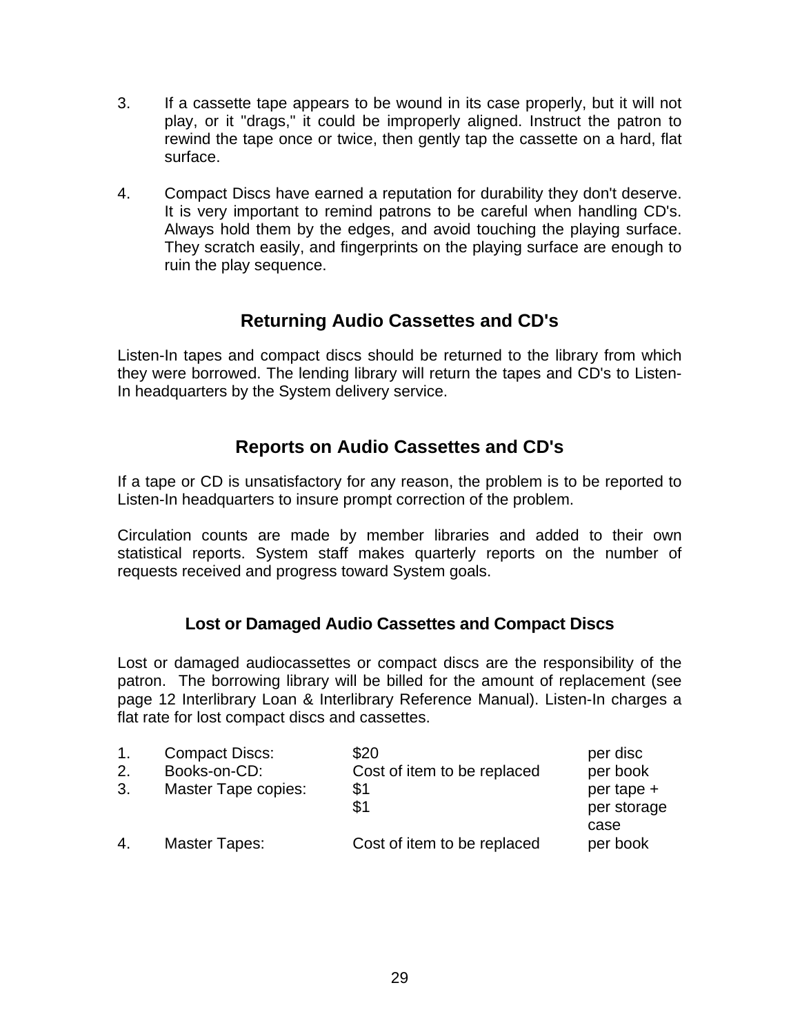3. If a cassette tape appears to be wound in its case properly, but it will not play, or it "drags," it could be improperly aligned. Instruct the patron to rewind the tape once or twice, then gently tap the cassette on a hard, flat surface.

4. Compact Discs have earned a reputation for durability they don't deserve. It is very important to remind patrons to be careful when handling CD's. Always hold them by the edges, and avoid touching the playing surface. They scratch easily, and fingerprints on the playing surface are enough to ruin the play sequence.

## Returning Audio Cassettes and CD's

Listen-In tapes and compact discs should be returned to the library from which they were borrowed. The lending library will return the tapes and CD's to Listen-In headquarters by the System delivery service.

## Reports on Audio Cassettes and CD's

If a tape or CD is unsatisfactory for any reason, the problem is to be reported to Listen-In headquarters to insure prompt correction of the problem.

Circulation counts are made by member libraries and added to their own statistical reports. System staff makes quarterly reports on the number of requests received and progress toward System goals.

### Lost or Damaged Audio Cassettes and Compact Discs

Lost or damaged audiocassettes or compact discs are the responsibility of the patron. The borrowing library will be billed for the amount of replacement (see page 12 Interlibrary Loan & Interlibrary Reference Manual). Listen-In charges a flat rate for lost compact discs and cassettes.

| | | | |
|---|---|---|---|
| 1. | Compact Discs: | $20 | per disc |
| 2. | Books-on-CD: | Cost of item to be replaced | per book |
| 3. | Master Tape copies: | $1<br>$1 | per tape +<br>per storage case |
| 4. | Master Tapes: | Cost of item to be replaced | per book |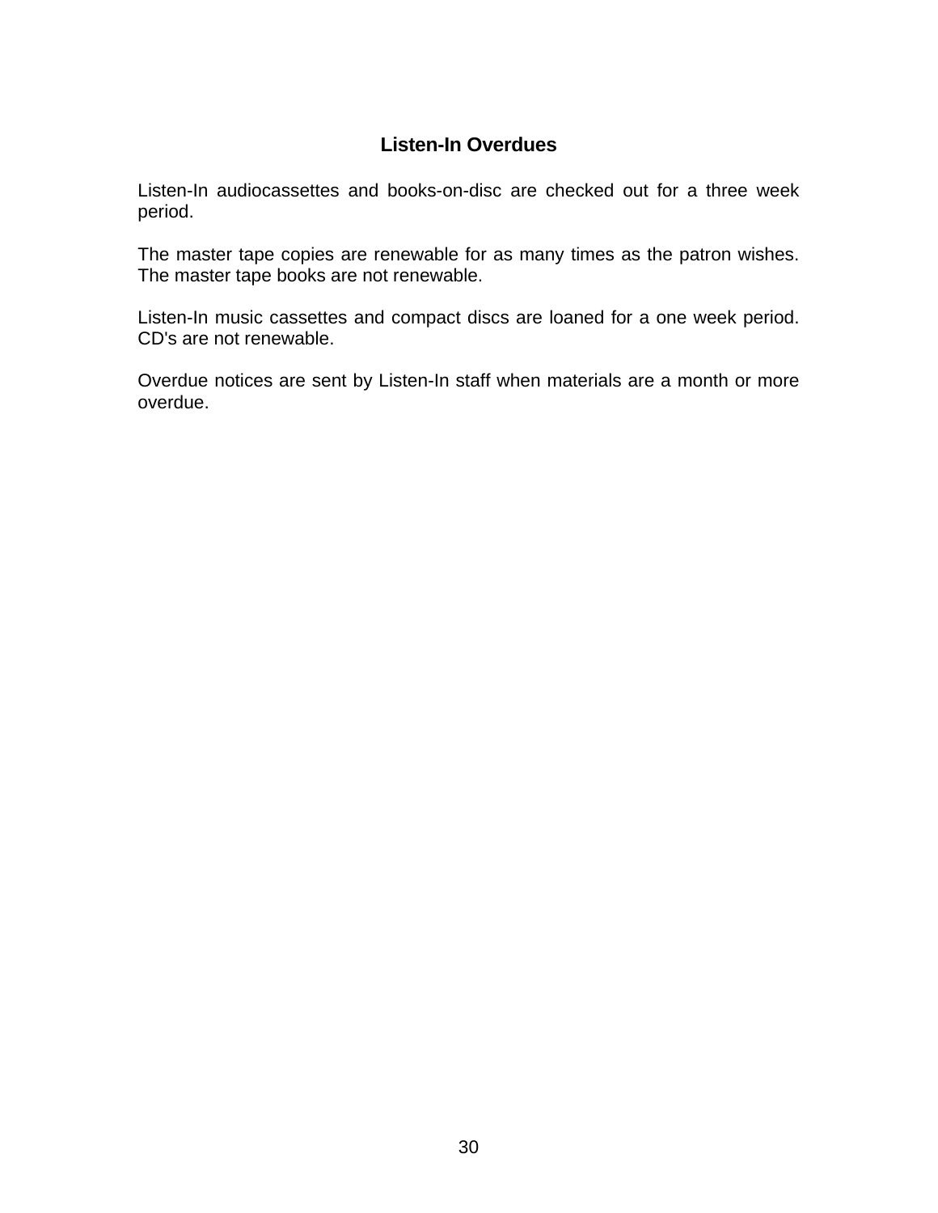## Listen-In Overdues

Listen-In audiocassettes and books-on-disc are checked out for a three week period.

The master tape copies are renewable for as many times as the patron wishes. The master tape books are not renewable.

Listen-In music cassettes and compact discs are loaned for a one week period. CD's are not renewable.

Overdue notices are sent by Listen-In staff when materials are a month or more overdue.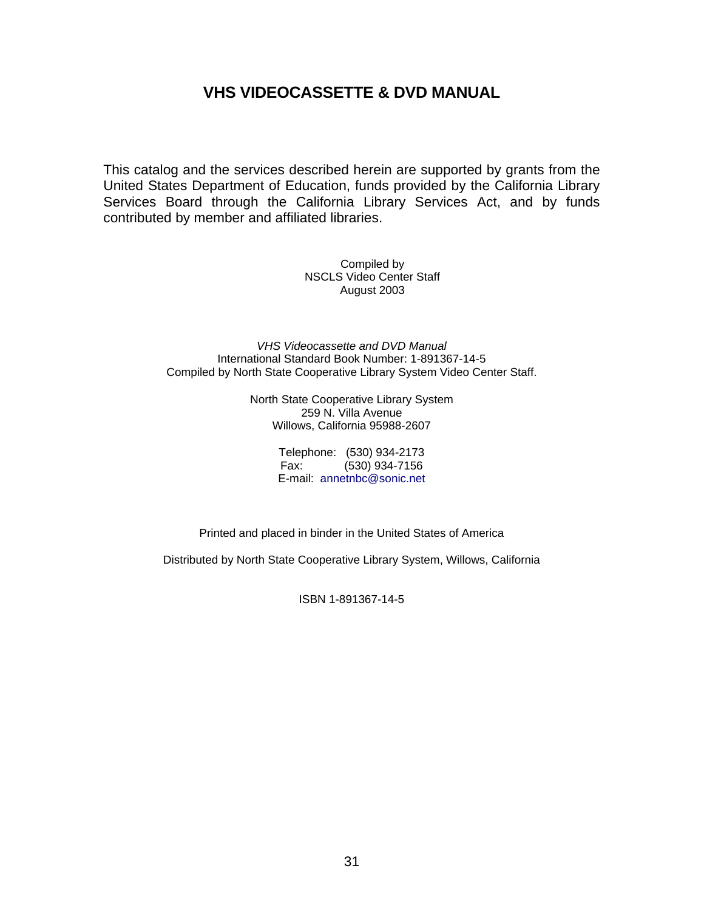# VHS VIDEOCASSETTE & DVD MANUAL

This catalog and the services described herein are supported by grants from the United States Department of Education, funds provided by the California Library Services Board through the California Library Services Act, and by funds contributed by member and affiliated libraries.

Compiled by
NSCLS Video Center Staff
August 2003

*VHS Videocassette and DVD Manual*
International Standard Book Number: 1-891367-14-5
Compiled by North State Cooperative Library System Video Center Staff.

North State Cooperative Library System
259 N. Villa Avenue
Willows, California 95988-2607

Telephone: (530) 934-2173
Fax: (530) 934-7156
E-mail: annetnbc@sonic.net

Printed and placed in binder in the United States of America

Distributed by North State Cooperative Library System, Willows, California

ISBN 1-891367-14-5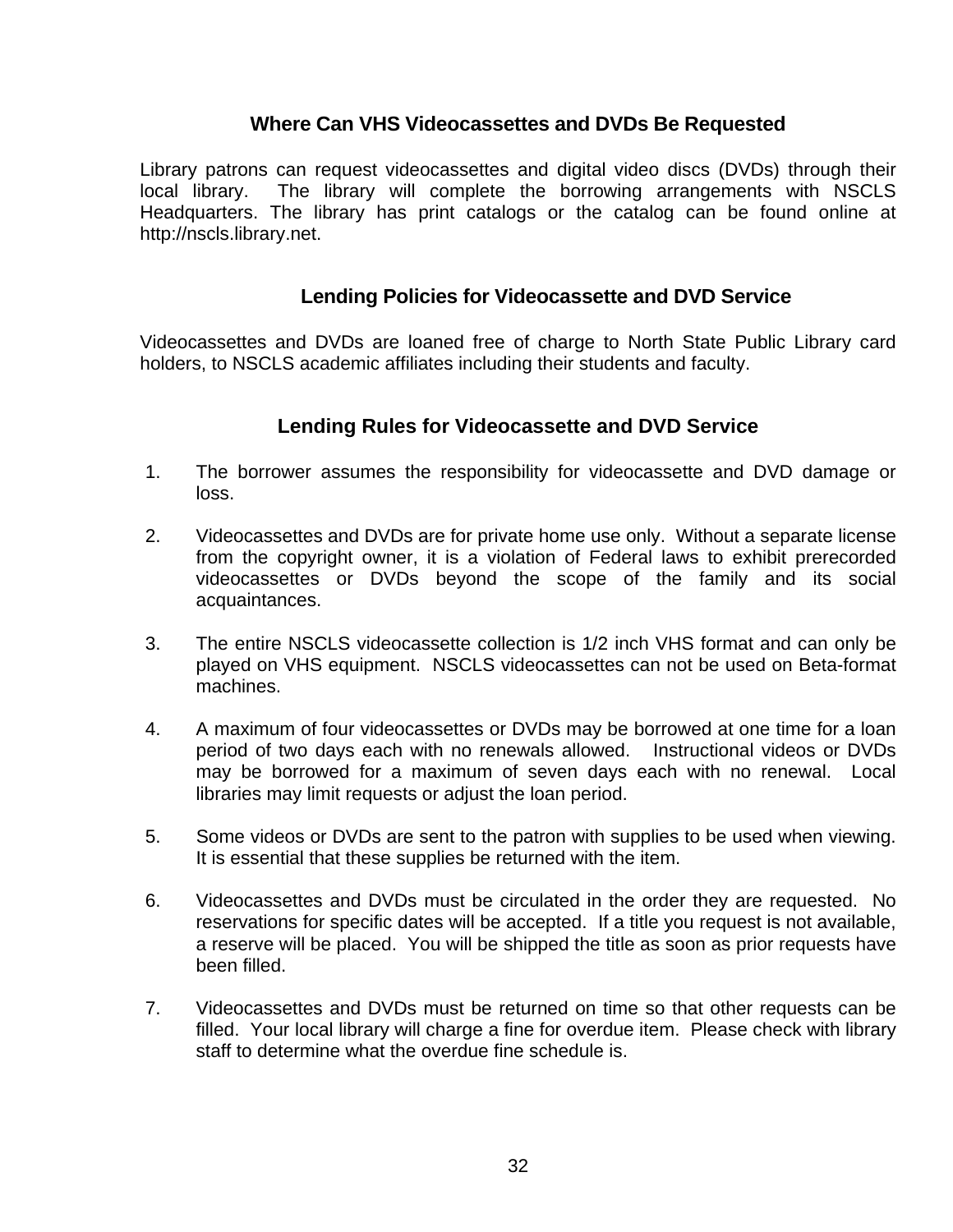## Where Can VHS Videocassettes and DVDs Be Requested

Library patrons can request videocassettes and digital video discs (DVDs) through their local library. The library will complete the borrowing arrangements with NSCLS Headquarters. The library has print catalogs or the catalog can be found online at http://nscls.library.net.

## Lending Policies for Videocassette and DVD Service

Videocassettes and DVDs are loaned free of charge to North State Public Library card holders, to NSCLS academic affiliates including their students and faculty.

## Lending Rules for Videocassette and DVD Service

1. The borrower assumes the responsibility for videocassette and DVD damage or loss.

2. Videocassettes and DVDs are for private home use only. Without a separate license from the copyright owner, it is a violation of Federal laws to exhibit prerecorded videocassettes or DVDs beyond the scope of the family and its social acquaintances.

3. The entire NSCLS videocassette collection is 1/2 inch VHS format and can only be played on VHS equipment. NSCLS videocassettes can not be used on Beta-format machines.

4. A maximum of four videocassettes or DVDs may be borrowed at one time for a loan period of two days each with no renewals allowed. Instructional videos or DVDs may be borrowed for a maximum of seven days each with no renewal. Local libraries may limit requests or adjust the loan period.

5. Some videos or DVDs are sent to the patron with supplies to be used when viewing. It is essential that these supplies be returned with the item.

6. Videocassettes and DVDs must be circulated in the order they are requested. No reservations for specific dates will be accepted. If a title you request is not available, a reserve will be placed. You will be shipped the title as soon as prior requests have been filled.

7. Videocassettes and DVDs must be returned on time so that other requests can be filled. Your local library will charge a fine for overdue item. Please check with library staff to determine what the overdue fine schedule is.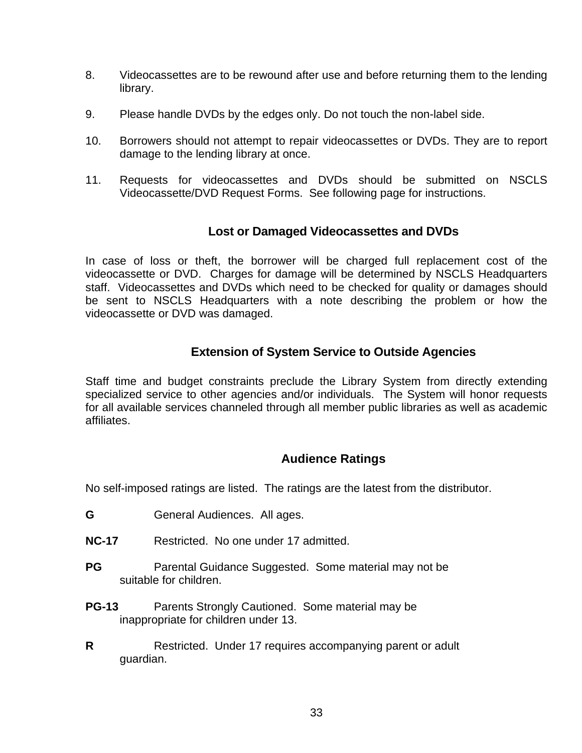8. Videocassettes are to be rewound after use and before returning them to the lending library.

9. Please handle DVDs by the edges only. Do not touch the non-label side.

10. Borrowers should not attempt to repair videocassettes or DVDs. They are to report damage to the lending library at once.

11. Requests for videocassettes and DVDs should be submitted on NSCLS Videocassette/DVD Request Forms. See following page for instructions.

## Lost or Damaged Videocassettes and DVDs

In case of loss or theft, the borrower will be charged full replacement cost of the videocassette or DVD. Charges for damage will be determined by NSCLS Headquarters staff. Videocassettes and DVDs which need to be checked for quality or damages should be sent to NSCLS Headquarters with a note describing the problem or how the videocassette or DVD was damaged.

## Extension of System Service to Outside Agencies

Staff time and budget constraints preclude the Library System from directly extending specialized service to other agencies and/or individuals. The System will honor requests for all available services channeled through all member public libraries as well as academic affiliates.

## Audience Ratings

No self-imposed ratings are listed. The ratings are the latest from the distributor.

**G** General Audiences. All ages.

**NC-17** Restricted. No one under 17 admitted.

**PG** Parental Guidance Suggested. Some material may not be suitable for children.

**PG-13** Parents Strongly Cautioned. Some material may be inappropriate for children under 13.

**R** Restricted. Under 17 requires accompanying parent or adult guardian.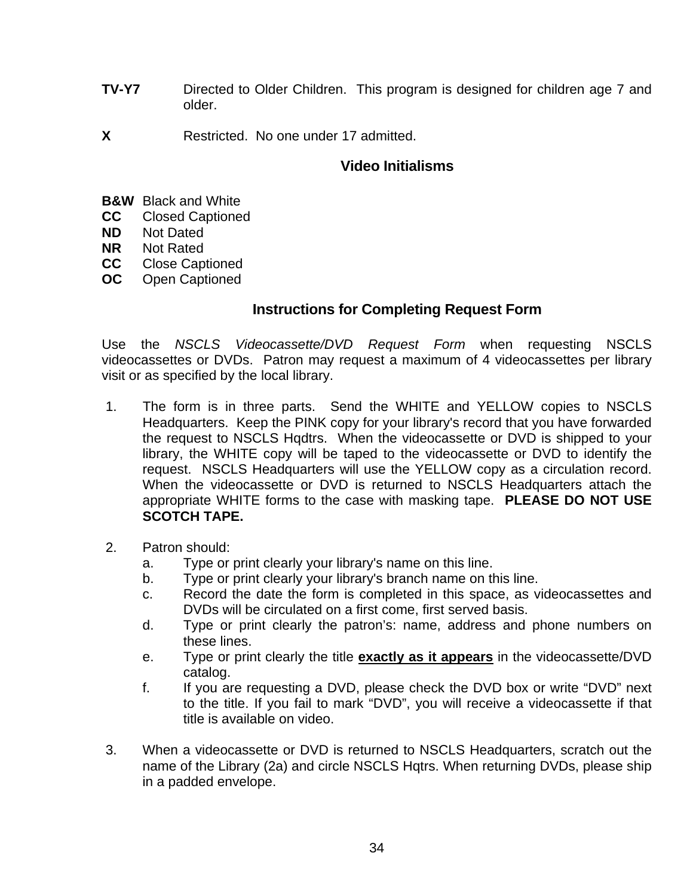**TV-Y7** Directed to Older Children. This program is designed for children age 7 and older.

**X** Restricted. No one under 17 admitted.

## Video Initialisms

**B&W** Black and White
**CC** Closed Captioned
**ND** Not Dated
**NR** Not Rated
**CC** Close Captioned
**OC** Open Captioned

## Instructions for Completing Request Form

Use the *NSCLS Videocassette/DVD Request Form* when requesting NSCLS videocassettes or DVDs. Patron may request a maximum of 4 videocassettes per library visit or as specified by the local library.

1. The form is in three parts. Send the WHITE and YELLOW copies to NSCLS Headquarters. Keep the PINK copy for your library's record that you have forwarded the request to NSCLS Hqdtrs. When the videocassette or DVD is shipped to your library, the WHITE copy will be taped to the videocassette or DVD to identify the request. NSCLS Headquarters will use the YELLOW copy as a circulation record. When the videocassette or DVD is returned to NSCLS Headquarters attach the appropriate WHITE forms to the case with masking tape. **PLEASE DO NOT USE SCOTCH TAPE.**

2. Patron should:
   a. Type or print clearly your library's name on this line.
   b. Type or print clearly your library's branch name on this line.
   c. Record the date the form is completed in this space, as videocassettes and DVDs will be circulated on a first come, first served basis.
   d. Type or print clearly the patron's: name, address and phone numbers on these lines.
   e. Type or print clearly the title **<u>exactly as it appears</u>** in the videocassette/DVD catalog.
   f. If you are requesting a DVD, please check the DVD box or write "DVD" next to the title. If you fail to mark "DVD", you will receive a videocassette if that title is available on video.

3. When a videocassette or DVD is returned to NSCLS Headquarters, scratch out the name of the Library (2a) and circle NSCLS Hqtrs. When returning DVDs, please ship in a padded envelope.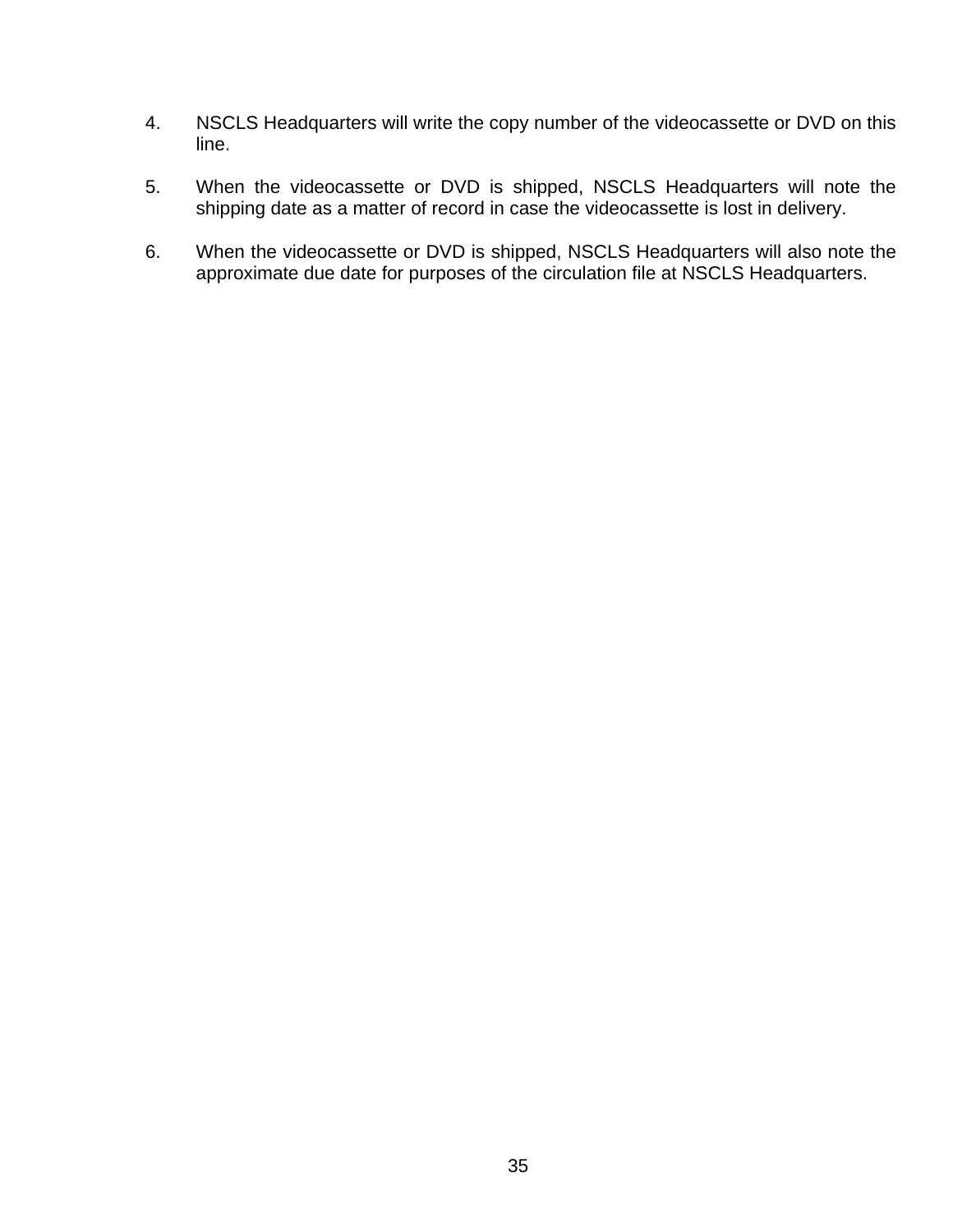4. NSCLS Headquarters will write the copy number of the videocassette or DVD on this line.

5. When the videocassette or DVD is shipped, NSCLS Headquarters will note the shipping date as a matter of record in case the videocassette is lost in delivery.

6. When the videocassette or DVD is shipped, NSCLS Headquarters will also note the approximate due date for purposes of the circulation file at NSCLS Headquarters.